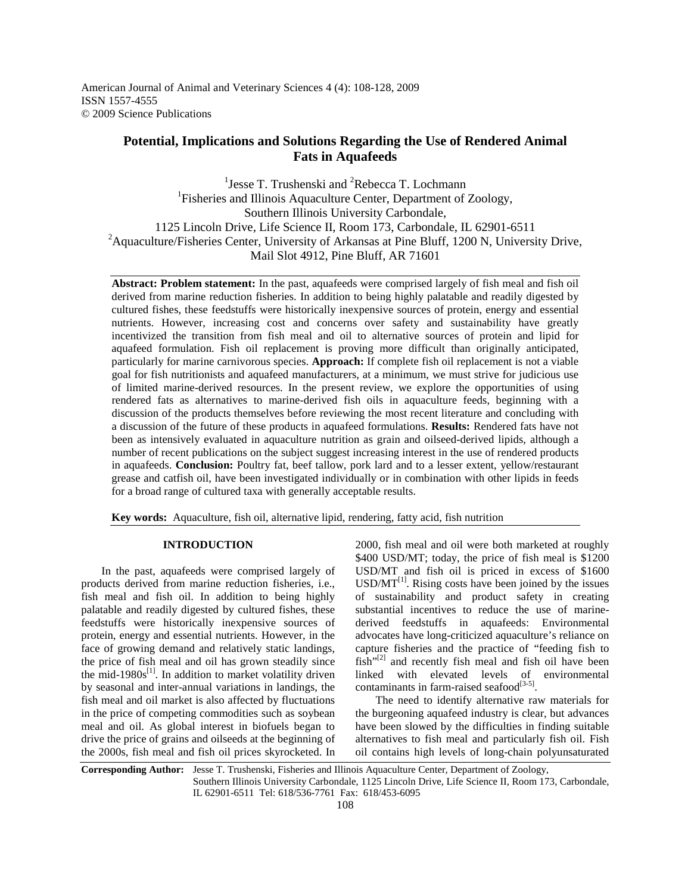# Potential, Implications and Solutions Regarding the Use of Rendered Animal Fats in Aquafeeds

[1]Jesse T. Trushenski and [2]Rebecca T. Lochmann

[1]Fisheries and Illinois Aquaculture Center, Department of Zoology, Southern Illinois University Carbondale, 1125 Lincoln Drive, Life Science II, Room 173, Carbondale, IL 62901-6511

[2]Aquaculture/Fisheries Center, University of Arkansas at Pine Bluff, 1200 N, University Drive, Mail Slot 4912, Pine Bluff, AR 71601

**Abstract: Problem statement:** In the past, aquafeeds were comprised largely of fish meal and fish oil derived from marine reduction fisheries. In addition to being highly palatable and readily digested by cultured fishes, these feedstuffs were historically inexpensive sources of protein, energy and essential nutrients. However, increasing cost and concerns over safety and sustainability have greatly incentivized the transition from fish meal and oil to alternative sources of protein and lipid for aquafeed formulation. Fish oil replacement is proving more difficult than originally anticipated, particularly for marine carnivorous species. **Approach:** If complete fish oil replacement is not a viable goal for fish nutritionists and aquafeed manufacturers, at a minimum, we must strive for judicious use of limited marine-derived resources. In the present review, we explore the opportunities of using rendered fats as alternatives to marine-derived fish oils in aquaculture feeds, beginning with a discussion of the products themselves before reviewing the most recent literature and concluding with a discussion of the future of these products in aquafeed formulations. **Results:** Rendered fats have not been as intensively evaluated in aquaculture nutrition as grain and oilseed-derived lipids, although a number of recent publications on the subject suggest increasing interest in the use of rendered products in aquafeeds. **Conclusion:** Poultry fat, beef tallow, pork lard and to a lesser extent, yellow/restaurant grease and catfish oil, have been investigated individually or in combination with other lipids in feeds for a broad range of cultured taxa with generally acceptable results.

**Key words:** Aquaculture, fish oil, alternative lipid, rendering, fatty acid, fish nutrition

## INTRODUCTION

In the past, aquafeeds were comprised largely of products derived from marine reduction fisheries, i.e., fish meal and fish oil. In addition to being highly palatable and readily digested by cultured fishes, these feedstuffs were historically inexpensive sources of protein, energy and essential nutrients. However, in the face of growing demand and relatively static landings, the price of fish meal and oil has grown steadily since the mid-1980s[1]. In addition to market volatility driven by seasonal and inter-annual variations in landings, the fish meal and oil market is also affected by fluctuations in the price of competing commodities such as soybean meal and oil. As global interest in biofuels began to drive the price of grains and oilseeds at the beginning of the 2000s, fish meal and fish oil prices skyrocketed. In 2000, fish meal and oil were both marketed at roughly \$400 USD/MT; today, the price of fish meal is \$1200 USD/MT and fish oil is priced in excess of \$1600 USD/MT[1]. Rising costs have been joined by the issues of sustainability and product safety in creating substantial incentives to reduce the use of marine-derived feedstuffs in aquafeeds: Environmental advocates have long-criticized aquaculture's reliance on capture fisheries and the practice of "feeding fish to fish"[2] and recently fish meal and fish oil have been linked with elevated levels of environmental contaminants in farm-raised seafood[3-5].

The need to identify alternative raw materials for the burgeoning aquafeed industry is clear, but advances have been slowed by the difficulties in finding suitable alternatives to fish meal and particularly fish oil. Fish oil contains high levels of long-chain polyunsaturated

**Corresponding Author:** Jesse T. Trushenski, Fisheries and Illinois Aquaculture Center, Department of Zoology, Southern Illinois University Carbondale, 1125 Lincoln Drive, Life Science II, Room 173, Carbondale, IL 62901-6511 Tel: 618/536-7761 Fax: 618/453-6095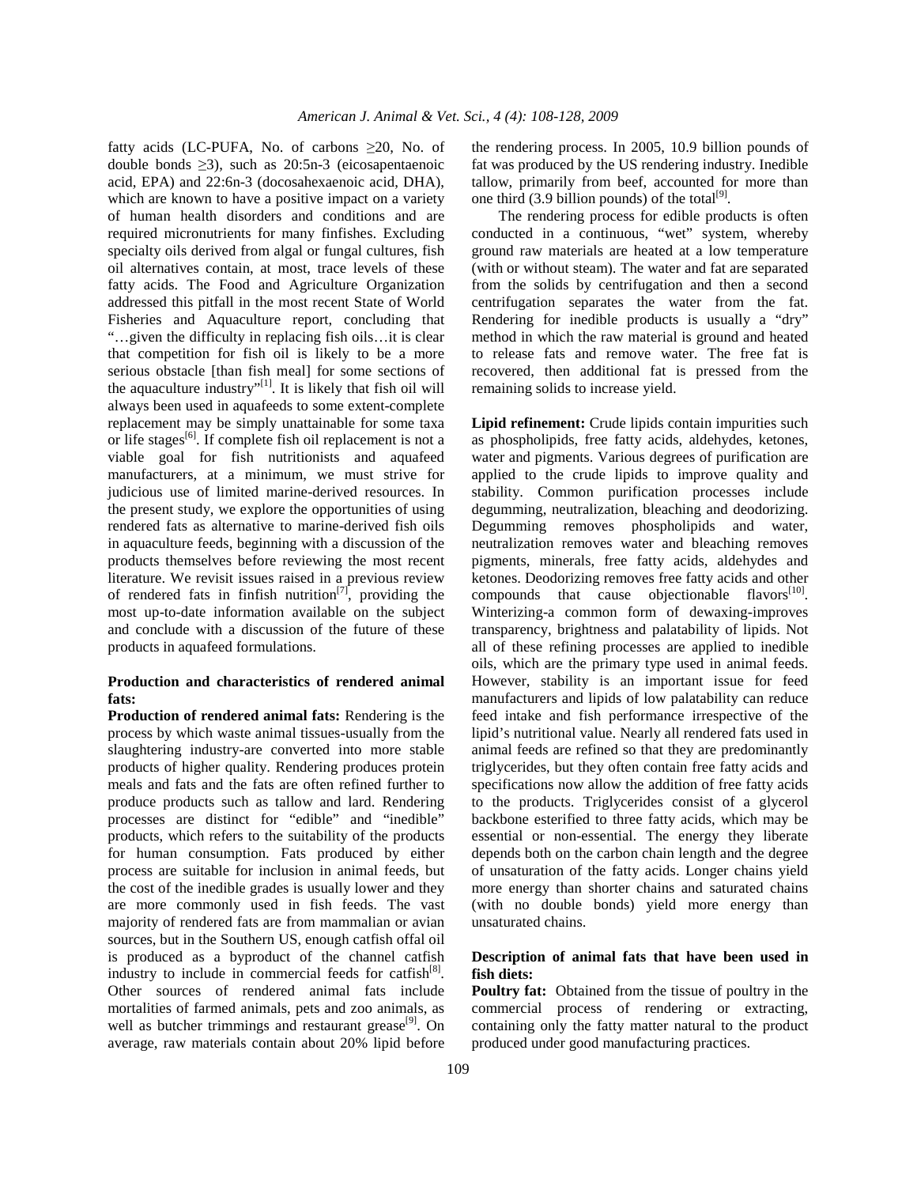fatty acids (LC-PUFA, No. of carbons ≥20, No. of double bonds ≥3), such as 20:5n-3 (eicosapentaenoic acid, EPA) and 22:6n-3 (docosahexaenoic acid, DHA), which are known to have a positive impact on a variety of human health disorders and conditions and are required micronutrients for many finfishes. Excluding specialty oils derived from algal or fungal cultures, fish oil alternatives contain, at most, trace levels of these fatty acids. The Food and Agriculture Organization addressed this pitfall in the most recent State of World Fisheries and Aquaculture report, concluding that "…given the difficulty in replacing fish oils…it is clear that competition for fish oil is likely to be a more serious obstacle [than fish meal] for some sections of the aquaculture industry"[1]. It is likely that fish oil will always been used in aquafeeds to some extent-complete replacement may be simply unattainable for some taxa or life stages[6]. If complete fish oil replacement is not a viable goal for fish nutritionists and aquafeed manufacturers, at a minimum, we must strive for judicious use of limited marine-derived resources. In the present study, we explore the opportunities of using rendered fats as alternative to marine-derived fish oils in aquaculture feeds, beginning with a discussion of the products themselves before reviewing the most recent literature. We revisit issues raised in a previous review of rendered fats in finfish nutrition[7], providing the most up-to-date information available on the subject and conclude with a discussion of the future of these products in aquafeed formulations.

**Production and characteristics of rendered animal fats:**

**Production of rendered animal fats:** Rendering is the process by which waste animal tissues-usually from the slaughtering industry-are converted into more stable products of higher quality. Rendering produces protein meals and fats and the fats are often refined further to produce products such as tallow and lard. Rendering processes are distinct for "edible" and "inedible" products, which refers to the suitability of the products for human consumption. Fats produced by either process are suitable for inclusion in animal feeds, but the cost of the inedible grades is usually lower and they are more commonly used in fish feeds. The vast majority of rendered fats are from mammalian or avian sources, but in the Southern US, enough catfish offal oil is produced as a byproduct of the channel catfish industry to include in commercial feeds for catfish[8]. Other sources of rendered animal fats include mortalities of farmed animals, pets and zoo animals, as well as butcher trimmings and restaurant grease[9]. On average, raw materials contain about 20% lipid before the rendering process. In 2005, 10.9 billion pounds of fat was produced by the US rendering industry. Inedible tallow, primarily from beef, accounted for more than one third (3.9 billion pounds) of the total[9].

The rendering process for edible products is often conducted in a continuous, "wet" system, whereby ground raw materials are heated at a low temperature (with or without steam). The water and fat are separated from the solids by centrifugation and then a second centrifugation separates the water from the fat. Rendering for inedible products is usually a "dry" method in which the raw material is ground and heated to release fats and remove water. The free fat is recovered, then additional fat is pressed from the remaining solids to increase yield.

**Lipid refinement:** Crude lipids contain impurities such as phospholipids, free fatty acids, aldehydes, ketones, water and pigments. Various degrees of purification are applied to the crude lipids to improve quality and stability. Common purification processes include degumming, neutralization, bleaching and deodorizing. Degumming removes phospholipids and water, neutralization removes water and bleaching removes pigments, minerals, free fatty acids, aldehydes and ketones. Deodorizing removes free fatty acids and other compounds that cause objectionable flavors[10]. Winterizing-a common form of dewaxing-improves transparency, brightness and palatability of lipids. Not all of these refining processes are applied to inedible oils, which are the primary type used in animal feeds. However, stability is an important issue for feed manufacturers and lipids of low palatability can reduce feed intake and fish performance irrespective of the lipid's nutritional value. Nearly all rendered fats used in animal feeds are refined so that they are predominantly triglycerides, but they often contain free fatty acids and specifications now allow the addition of free fatty acids to the products. Triglycerides consist of a glycerol backbone esterified to three fatty acids, which may be essential or non-essential. The energy they liberate depends both on the carbon chain length and the degree of unsaturation of the fatty acids. Longer chains yield more energy than shorter chains and saturated chains (with no double bonds) yield more energy than unsaturated chains.

**Description of animal fats that have been used in fish diets:**

**Poultry fat:** Obtained from the tissue of poultry in the commercial process of rendering or extracting, containing only the fatty matter natural to the product produced under good manufacturing practices.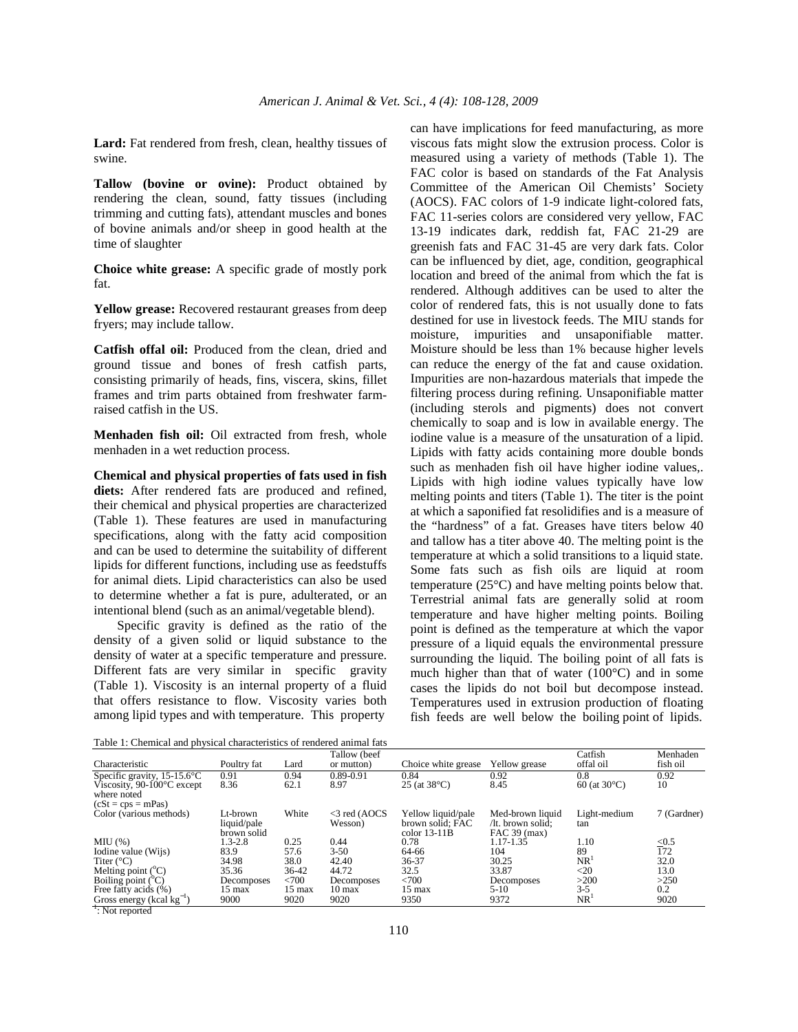**Lard:** Fat rendered from fresh, clean, healthy tissues of swine.

**Tallow (bovine or ovine):** Product obtained by rendering the clean, sound, fatty tissues (including trimming and cutting fats), attendant muscles and bones of bovine animals and/or sheep in good health at the time of slaughter

**Choice white grease:** A specific grade of mostly pork fat.

**Yellow grease:** Recovered restaurant greases from deep fryers; may include tallow.

**Catfish offal oil:** Produced from the clean, dried and ground tissue and bones of fresh catfish parts, consisting primarily of heads, fins, viscera, skins, fillet frames and trim parts obtained from freshwater farm-raised catfish in the US.

**Menhaden fish oil:** Oil extracted from fresh, whole menhaden in a wet reduction process.

**Chemical and physical properties of fats used in fish diets:** After rendered fats are produced and refined, their chemical and physical properties are characterized (Table 1). These features are used in manufacturing specifications, along with the fatty acid composition and can be used to determine the suitability of different lipids for different functions, including use as feedstuffs for animal diets. Lipid characteristics can also be used to determine whether a fat is pure, adulterated, or an intentional blend (such as an animal/vegetable blend).

Specific gravity is defined as the ratio of the density of a given solid or liquid substance to the density of water at a specific temperature and pressure. Different fats are very similar in specific gravity (Table 1). Viscosity is an internal property of a fluid that offers resistance to flow. Viscosity varies both among lipid types and with temperature. This property can have implications for feed manufacturing, as more viscous fats might slow the extrusion process. Color is measured using a variety of methods (Table 1). The FAC color is based on standards of the Fat Analysis Committee of the American Oil Chemists' Society (AOCS). FAC colors of 1-9 indicate light-colored fats, FAC 11-series colors are considered very yellow, FAC 13-19 indicates dark, reddish fat, FAC 21-29 are greenish fats and FAC 31-45 are very dark fats. Color can be influenced by diet, age, condition, geographical location and breed of the animal from which the fat is rendered. Although additives can be used to alter the color of rendered fats, this is not usually done to fats destined for use in livestock feeds. The MIU stands for moisture, impurities and unsaponifiable matter. Moisture should be less than 1% because higher levels can reduce the energy of the fat and cause oxidation. Impurities are non-hazardous materials that impede the filtering process during refining. Unsaponifiable matter (including sterols and pigments) does not convert chemically to soap and is low in available energy. The iodine value is a measure of the unsaturation of a lipid. Lipids with fatty acids containing more double bonds such as menhaden fish oil have higher iodine values,. Lipids with high iodine values typically have low melting points and titers (Table 1). The titer is the point at which a saponified fat resolidifies and is a measure of the "hardness" of a fat. Greases have titers below 40 and tallow has a titer above 40. The melting point is the temperature at which a solid transitions to a liquid state. Some fats such as fish oils are liquid at room temperature (25°C) and have melting points below that. Terrestrial animal fats are generally solid at room temperature and have higher melting points. Boiling point is defined as the temperature at which the vapor pressure of a liquid equals the environmental pressure surrounding the liquid. The boiling point of all fats is much higher than that of water (100°C) and in some cases the lipids do not boil but decompose instead. Temperatures used in extrusion production of floating fish feeds are well below the boiling point of lipids.

Table 1: Chemical and physical characteristics of rendered animal fats

| Characteristic | Poultry fat | Lard | Tallow (beef or mutton) | Choice white grease | Yellow grease | Catfish offal oil | Menhaden fish oil |
|---|---|---|---|---|---|---|---|
| Specific gravity, 15-15.6°C | 0.91 | 0.94 | 0.89-0.91 | 0.84 | 0.92 | 0.8 | 0.92 |
| Viscosity, 90-100°C except where noted (cSt = cps = mPas) | 8.36 | 62.1 | 8.97 | 25 (at 38°C) | 8.45 | 60 (at 30°C) | 10 |
| Color (various methods) | Lt-brown liquid/pale brown solid | White | <3 red (AOCS Wesson) | Yellow liquid/pale brown solid; FAC color 13-11B | Med-brown liquid /lt. brown solid; FAC 39 (max) | Light-medium tan | 7 (Gardner) |
| MIU (%) | 1.3-2.8 | 0.25 | 0.44 | 0.78 | 1.17-1.35 | 1.10 | ≤0.5 |
| Iodine value (Wijs) | 83.9 | 57.6 | 3-50 | 64-66 | 104 | 89 | 172 |
| Titer (°C) | 34.98 | 38.0 | 42.40 | 36-37 | 30.25 | NR[1] | 32.0 |
| Melting point (°C) | 35.36 | 36-42 | 44.72 | 32.5 | 33.87 | <20 | 13.0 |
| Boiling point (°C) | Decomposes | <700 | Decomposes | <700 | Decomposes | >200 | >250 |
| Free fatty acids (%) | 15 max | 15 max | 10 max | 15 max | 5-10 | 3-5 | 0.2 |
| Gross energy (kcal $kg^{-1}$) | 9000 | 9020 | 9020 | 9350 | 9372 | NR[1] | 9020 |

[1]: Not reported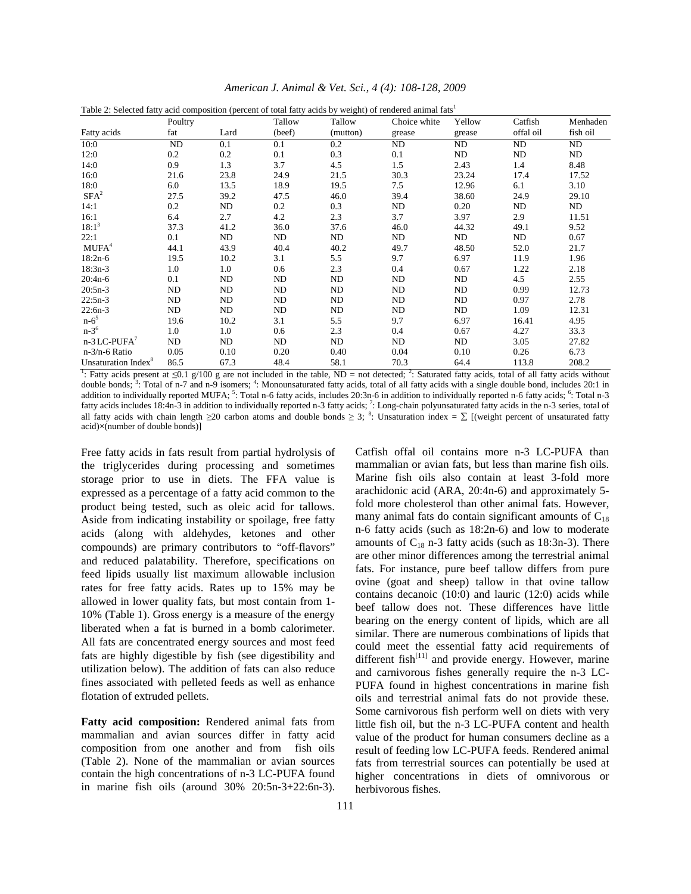Table 2: Selected fatty acid composition (percent of total fatty acids by weight) of rendered animal fats[1]

| Fatty acids | Poultry fat | Lard | Tallow (beef) | Tallow (mutton) | Choice white grease | Yellow grease | Catfish offal oil | Menhaden fish oil |
|---|---|---|---|---|---|---|---|---|
| 10:0 | ND | 0.1 | 0.1 | 0.2 | ND | ND | ND | ND |
| 12:0 | 0.2 | 0.2 | 0.1 | 0.3 | 0.1 | ND | ND | ND |
| 14:0 | 0.9 | 1.3 | 3.7 | 4.5 | 1.5 | 2.43 | 1.4 | 8.48 |
| 16:0 | 21.6 | 23.8 | 24.9 | 21.5 | 30.3 | 23.24 | 17.4 | 17.52 |
| 18:0 | 6.0 | 13.5 | 18.9 | 19.5 | 7.5 | 12.96 | 6.1 | 3.10 |
| SFA[2] | 27.5 | 39.2 | 47.5 | 46.0 | 39.4 | 38.60 | 24.9 | 29.10 |
| 14:1 | 0.2 | ND | 0.2 | 0.3 | ND | 0.20 | ND | ND |
| 16:1 | 6.4 | 2.7 | 4.2 | 2.3 | 3.7 | 3.97 | 2.9 | 11.51 |
| 18:1[3] | 37.3 | 41.2 | 36.0 | 37.6 | 46.0 | 44.32 | 49.1 | 9.52 |
| 22:1 | 0.1 | ND | ND | ND | ND | ND | ND | 0.67 |
| MUFA[4] | 44.1 | 43.9 | 40.4 | 40.2 | 49.7 | 48.50 | 52.0 | 21.7 |
| 18:2n-6 | 19.5 | 10.2 | 3.1 | 5.5 | 9.7 | 6.97 | 11.9 | 1.96 |
| 18:3n-3 | 1.0 | 1.0 | 0.6 | 2.3 | 0.4 | 0.67 | 1.22 | 2.18 |
| 20:4n-6 | 0.1 | ND | ND | ND | ND | ND | 4.5 | 2.55 |
| 20:5n-3 | ND | ND | ND | ND | ND | ND | 0.99 | 12.73 |
| 22:5n-3 | ND | ND | ND | ND | ND | ND | 0.97 | 2.78 |
| 22:6n-3 | ND | ND | ND | ND | ND | ND | 1.09 | 12.31 |
| n-6[5] | 19.6 | 10.2 | 3.1 | 5.5 | 9.7 | 6.97 | 16.41 | 4.95 |
| n-3[6] | 1.0 | 1.0 | 0.6 | 2.3 | 0.4 | 0.67 | 4.27 | 33.3 |
| n-3 LC-PUFA[7] | ND | ND | ND | ND | ND | ND | 3.05 | 27.82 |
| n-3/n-6 Ratio | 0.05 | 0.10 | 0.20 | 0.40 | 0.04 | 0.10 | 0.26 | 6.73 |
| Unsaturation Index[8] | 86.5 | 67.3 | 48.4 | 58.1 | 70.3 | 64.4 | 113.8 | 208.2 |

[1]: Fatty acids present at ≤0.1 g/100 g are not included in the table, ND = not detected; [2]: Saturated fatty acids, total of all fatty acids without double bonds; [3]: Total of n-7 and n-9 isomers; [4]: Monounsaturated fatty acids, total of all fatty acids with a single double bond, includes 20:1 in addition to individually reported MUFA; [5]: Total n-6 fatty acids, includes 20:3n-6 in addition to individually reported n-6 fatty acids; [6]: Total n-3 fatty acids includes 18:4n-3 in addition to individually reported n-3 fatty acids; [7]: Long-chain polyunsaturated fatty acids in the n-3 series, total of all fatty acids with chain length ≥20 carbon atoms and double bonds ≥ 3; [8]: Unsaturation index = $\sum$ [(weight percent of unsaturated fatty acid)×(number of double bonds)]

Free fatty acids in fats result from partial hydrolysis of the triglycerides during processing and sometimes storage prior to use in diets. The FFA value is expressed as a percentage of a fatty acid common to the product being tested, such as oleic acid for tallows. Aside from indicating instability or spoilage, free fatty acids (along with aldehydes, ketones and other compounds) are primary contributors to "off-flavors" and reduced palatability. Therefore, specifications on feed lipids usually list maximum allowable inclusion rates for free fatty acids. Rates up to 15% may be allowed in lower quality fats, but most contain from 1-10% (Table 1). Gross energy is a measure of the energy liberated when a fat is burned in a bomb calorimeter. All fats are concentrated energy sources and most feed fats are highly digestible by fish (see digestibility and utilization below). The addition of fats can also reduce fines associated with pelleted feeds as well as enhance flotation of extruded pellets.

**Fatty acid composition:** Rendered animal fats from mammalian and avian sources differ in fatty acid composition from one another and from fish oils (Table 2). None of the mammalian or avian sources contain the high concentrations of n-3 LC-PUFA found in marine fish oils (around 30% 20:5n-3+22:6n-3). Catfish offal oil contains more n-3 LC-PUFA than mammalian or avian fats, but less than marine fish oils. Marine fish oils also contain at least 3-fold more arachidonic acid (ARA, 20:4n-6) and approximately 5-fold more cholesterol than other animal fats. However, many animal fats do contain significant amounts of $C_{18}$ n-6 fatty acids (such as 18:2n-6) and low to moderate amounts of $C_{18}$ n-3 fatty acids (such as 18:3n-3). There are other minor differences among the terrestrial animal fats. For instance, pure beef tallow differs from pure ovine (goat and sheep) tallow in that ovine tallow contains decanoic (10:0) and lauric (12:0) acids while beef tallow does not. These differences have little bearing on the energy content of lipids, which are all similar. There are numerous combinations of lipids that could meet the essential fatty acid requirements of different fish[11] and provide energy. However, marine and carnivorous fishes generally require the n-3 LC-PUFA found in highest concentrations in marine fish oils and terrestrial animal fats do not provide these. Some carnivorous fish perform well on diets with very little fish oil, but the n-3 LC-PUFA content and health value of the product for human consumers decline as a result of feeding low LC-PUFA feeds. Rendered animal fats from terrestrial sources can potentially be used at higher concentrations in diets of omnivorous or herbivorous fishes.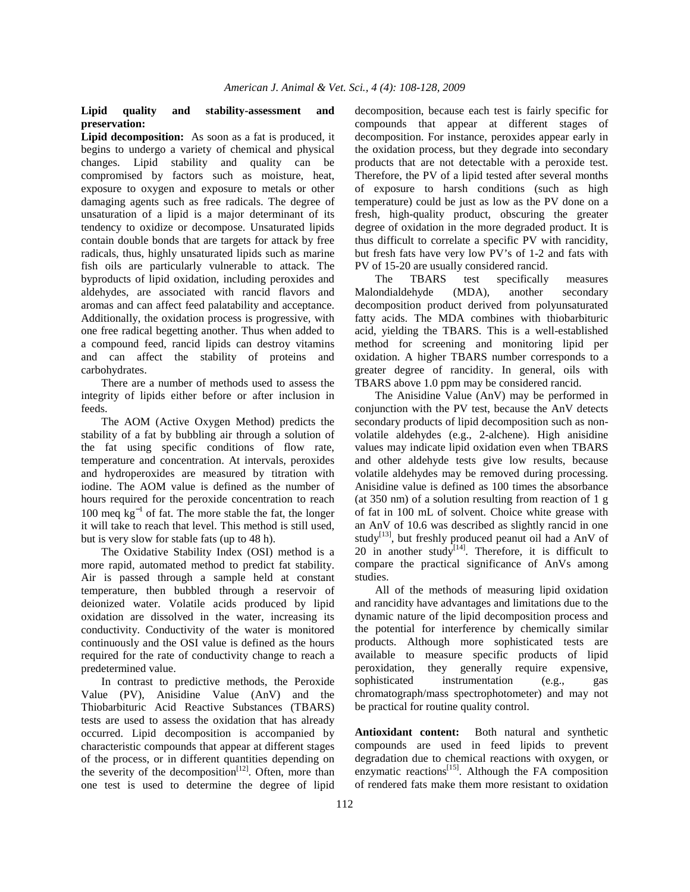**Lipid quality and stability-assessment and preservation:**

**Lipid decomposition:** As soon as a fat is produced, it begins to undergo a variety of chemical and physical changes. Lipid stability and quality can be compromised by factors such as moisture, heat, exposure to oxygen and exposure to metals or other damaging agents such as free radicals. The degree of unsaturation of a lipid is a major determinant of its tendency to oxidize or decompose. Unsaturated lipids contain double bonds that are targets for attack by free radicals, thus, highly unsaturated lipids such as marine fish oils are particularly vulnerable to attack. The byproducts of lipid oxidation, including peroxides and aldehydes, are associated with rancid flavors and aromas and can affect feed palatability and acceptance. Additionally, the oxidation process is progressive, with one free radical begetting another. Thus when added to a compound feed, rancid lipids can destroy vitamins and can affect the stability of proteins and carbohydrates.

There are a number of methods used to assess the integrity of lipids either before or after inclusion in feeds.

The AOM (Active Oxygen Method) predicts the stability of a fat by bubbling air through a solution of the fat using specific conditions of flow rate, temperature and concentration. At intervals, peroxides and hydroperoxides are measured by titration with iodine. The AOM value is defined as the number of hours required for the peroxide concentration to reach 100 meq $kg^{-1}$ of fat. The more stable the fat, the longer it will take to reach that level. This method is still used, but is very slow for stable fats (up to 48 h).

The Oxidative Stability Index (OSI) method is a more rapid, automated method to predict fat stability. Air is passed through a sample held at constant temperature, then bubbled through a reservoir of deionized water. Volatile acids produced by lipid oxidation are dissolved in the water, increasing its conductivity. Conductivity of the water is monitored continuously and the OSI value is defined as the hours required for the rate of conductivity change to reach a predetermined value.

In contrast to predictive methods, the Peroxide Value (PV), Anisidine Value (AnV) and the Thiobarbituric Acid Reactive Substances (TBARS) tests are used to assess the oxidation that has already occurred. Lipid decomposition is accompanied by characteristic compounds that appear at different stages of the process, or in different quantities depending on the severity of the decomposition[12]. Often, more than one test is used to determine the degree of lipid decomposition, because each test is fairly specific for compounds that appear at different stages of decomposition. For instance, peroxides appear early in the oxidation process, but they degrade into secondary products that are not detectable with a peroxide test. Therefore, the PV of a lipid tested after several months of exposure to harsh conditions (such as high temperature) could be just as low as the PV done on a fresh, high-quality product, obscuring the greater degree of oxidation in the more degraded product. It is thus difficult to correlate a specific PV with rancidity, but fresh fats have very low PV's of 1-2 and fats with PV of 15-20 are usually considered rancid.

The TBARS test specifically measures Malondialdehyde (MDA), another secondary decomposition product derived from polyunsaturated fatty acids. The MDA combines with thiobarbituric acid, yielding the TBARS. This is a well-established method for screening and monitoring lipid per oxidation. A higher TBARS number corresponds to a greater degree of rancidity. In general, oils with TBARS above 1.0 ppm may be considered rancid.

The Anisidine Value (AnV) may be performed in conjunction with the PV test, because the AnV detects secondary products of lipid decomposition such as non-volatile aldehydes (e.g., 2-alchene). High anisidine values may indicate lipid oxidation even when TBARS and other aldehyde tests give low results, because volatile aldehydes may be removed during processing. Anisidine value is defined as 100 times the absorbance (at 350 nm) of a solution resulting from reaction of 1 g of fat in 100 mL of solvent. Choice white grease with an AnV of 10.6 was described as slightly rancid in one study[13], but freshly produced peanut oil had a AnV of 20 in another study[14]. Therefore, it is difficult to compare the practical significance of AnVs among studies.

All of the methods of measuring lipid oxidation and rancidity have advantages and limitations due to the dynamic nature of the lipid decomposition process and the potential for interference by chemically similar products. Although more sophisticated tests are available to measure specific products of lipid peroxidation, they generally require expensive, sophisticated instrumentation (e.g., gas chromatograph/mass spectrophotometer) and may not be practical for routine quality control.

**Antioxidant content:** Both natural and synthetic compounds are used in feed lipids to prevent degradation due to chemical reactions with oxygen, or enzymatic reactions[15]. Although the FA composition of rendered fats make them more resistant to oxidation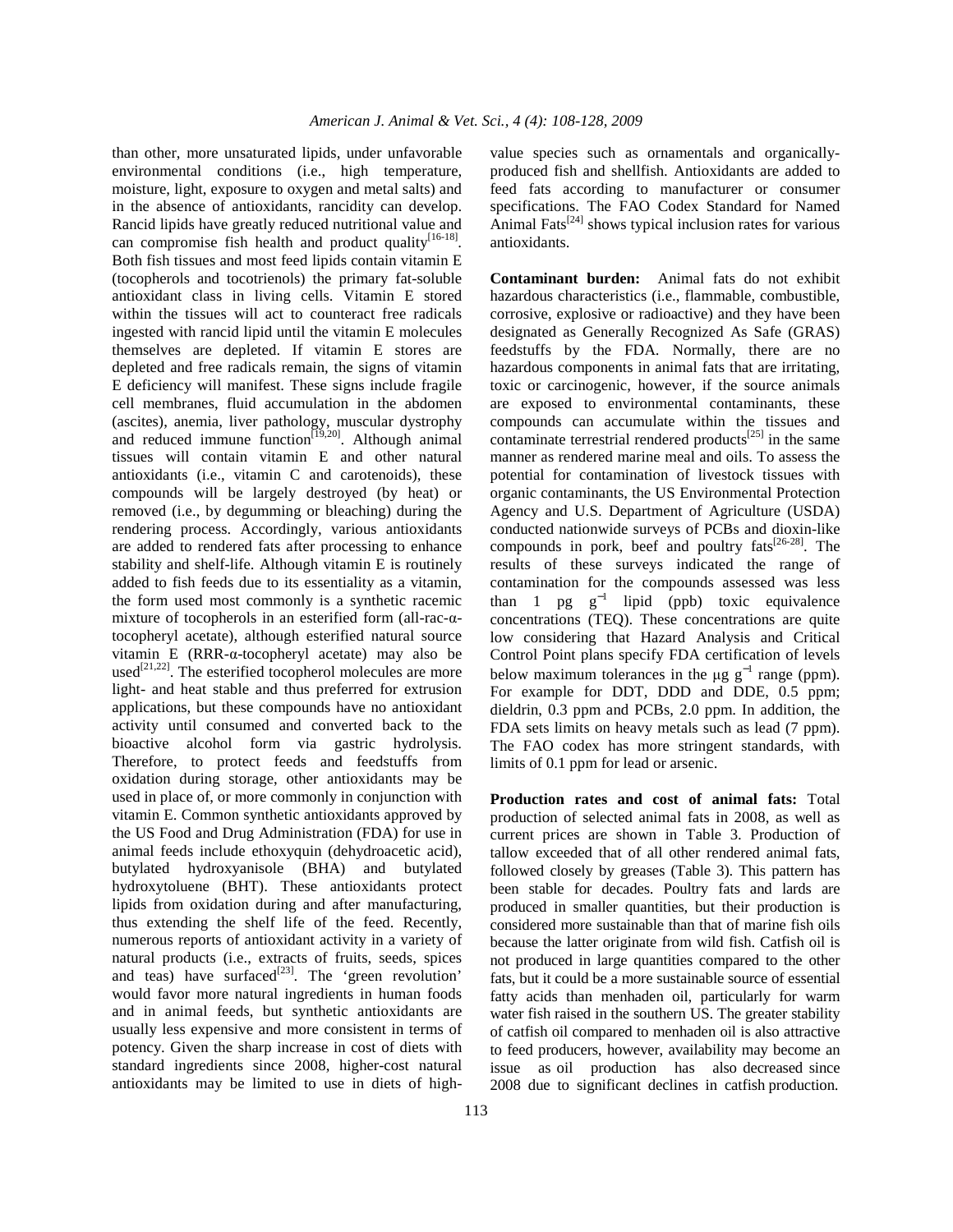than other, more unsaturated lipids, under unfavorable environmental conditions (i.e., high temperature, moisture, light, exposure to oxygen and metal salts) and in the absence of antioxidants, rancidity can develop. Rancid lipids have greatly reduced nutritional value and can compromise fish health and product quality[16-18]. Both fish tissues and most feed lipids contain vitamin E (tocopherols and tocotrienols) the primary fat-soluble antioxidant class in living cells. Vitamin E stored within the tissues will act to counteract free radicals ingested with rancid lipid until the vitamin E molecules themselves are depleted. If vitamin E stores are depleted and free radicals remain, the signs of vitamin E deficiency will manifest. These signs include fragile cell membranes, fluid accumulation in the abdomen (ascites), anemia, liver pathology, muscular dystrophy and reduced immune function[19,20]. Although animal tissues will contain vitamin E and other natural antioxidants (i.e., vitamin C and carotenoids), these compounds will be largely destroyed (by heat) or removed (i.e., by degumming or bleaching) during the rendering process. Accordingly, various antioxidants are added to rendered fats after processing to enhance stability and shelf-life. Although vitamin E is routinely added to fish feeds due to its essentiality as a vitamin, the form used most commonly is a synthetic racemic mixture of tocopherols in an esterified form (all-rac-α-tocopheryl acetate), although esterified natural source vitamin E (RRR-α-tocopheryl acetate) may also be used[21,22]. The esterified tocopherol molecules are more light- and heat stable and thus preferred for extrusion applications, but these compounds have no antioxidant activity until consumed and converted back to the bioactive alcohol form via gastric hydrolysis. Therefore, to protect feeds and feedstuffs from oxidation during storage, other antioxidants may be used in place of, or more commonly in conjunction with vitamin E. Common synthetic antioxidants approved by the US Food and Drug Administration (FDA) for use in animal feeds include ethoxyquin (dehydroacetic acid), butylated hydroxyanisole (BHA) and butylated hydroxytoluene (BHT). These antioxidants protect lipids from oxidation during and after manufacturing, thus extending the shelf life of the feed. Recently, numerous reports of antioxidant activity in a variety of natural products (i.e., extracts of fruits, seeds, spices and teas) have surfaced[23]. The 'green revolution' would favor more natural ingredients in human foods and in animal feeds, but synthetic antioxidants are usually less expensive and more consistent in terms of potency. Given the sharp increase in cost of diets with standard ingredients since 2008, higher-cost natural antioxidants may be limited to use in diets of high-value species such as ornamentals and organically-produced fish and shellfish. Antioxidants are added to feed fats according to manufacturer or consumer specifications. The FAO Codex Standard for Named Animal Fats[24] shows typical inclusion rates for various antioxidants.

**Contaminant burden:** Animal fats do not exhibit hazardous characteristics (i.e., flammable, combustible, corrosive, explosive or radioactive) and they have been designated as Generally Recognized As Safe (GRAS) feedstuffs by the FDA. Normally, there are no hazardous components in animal fats that are irritating, toxic or carcinogenic, however, if the source animals are exposed to environmental contaminants, these compounds can accumulate within the tissues and contaminate terrestrial rendered products[25] in the same manner as rendered marine meal and oils. To assess the potential for contamination of livestock tissues with organic contaminants, the US Environmental Protection Agency and U.S. Department of Agriculture (USDA) conducted nationwide surveys of PCBs and dioxin-like compounds in pork, beef and poultry fats[26-28]. The results of these surveys indicated the range of contamination for the compounds assessed was less than 1 pg $g^{-1}$ lipid (ppb) toxic equivalence concentrations (TEQ). These concentrations are quite low considering that Hazard Analysis and Critical Control Point plans specify FDA certification of levels below maximum tolerances in the μg $g^{-1}$ range (ppm). For example for DDT, DDD and DDE, 0.5 ppm; dieldrin, 0.3 ppm and PCBs, 2.0 ppm. In addition, the FDA sets limits on heavy metals such as lead (7 ppm). The FAO codex has more stringent standards, with limits of 0.1 ppm for lead or arsenic.

**Production rates and cost of animal fats:** Total production of selected animal fats in 2008, as well as current prices are shown in Table 3. Production of tallow exceeded that of all other rendered animal fats, followed closely by greases (Table 3). This pattern has been stable for decades. Poultry fats and lards are produced in smaller quantities, but their production is considered more sustainable than that of marine fish oils because the latter originate from wild fish. Catfish oil is not produced in large quantities compared to the other fats, but it could be a more sustainable source of essential fatty acids than menhaden oil, particularly for warm water fish raised in the southern US. The greater stability of catfish oil compared to menhaden oil is also attractive to feed producers, however, availability may become an issue as oil production has also decreased since 2008 due to significant declines in catfish production.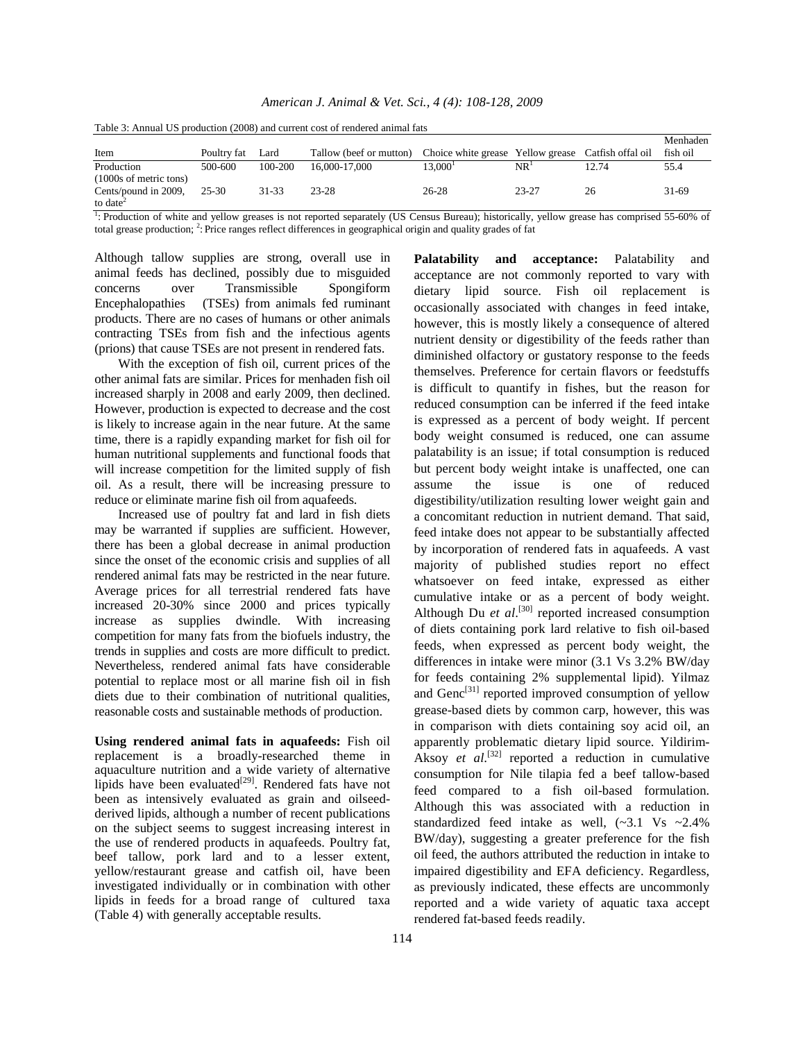Table 3: Annual US production (2008) and current cost of rendered animal fats

| Item | Poultry fat | Lard | Tallow (beef or mutton) | Choice white grease | Yellow grease | Catfish offal oil | Menhaden fish oil |
|---|---|---|---|---|---|---|---|
| Production (1000s of metric tons) | 500-600 | 100-200 | 16,000-17,000 | 13,000[1] | NR[1] | 12.74 | 55.4 |
| Cents/pound in 2009, to date[2] | 25-30 | 31-33 | 23-28 | 26-28 | 23-27 | 26 | 31-69 |

[1]: Production of white and yellow greases is not reported separately (US Census Bureau); historically, yellow grease has comprised 55-60% of total grease production; [2]: Price ranges reflect differences in geographical origin and quality grades of fat

Although tallow supplies are strong, overall use in animal feeds has declined, possibly due to misguided concerns over Transmissible Spongiform Encephalopathies (TSEs) from animals fed ruminant products. There are no cases of humans or other animals contracting TSEs from fish and the infectious agents (prions) that cause TSEs are not present in rendered fats.

With the exception of fish oil, current prices of the other animal fats are similar. Prices for menhaden fish oil increased sharply in 2008 and early 2009, then declined. However, production is expected to decrease and the cost is likely to increase again in the near future. At the same time, there is a rapidly expanding market for fish oil for human nutritional supplements and functional foods that will increase competition for the limited supply of fish oil. As a result, there will be increasing pressure to reduce or eliminate marine fish oil from aquafeeds.

Increased use of poultry fat and lard in fish diets may be warranted if supplies are sufficient. However, there has been a global decrease in animal production since the onset of the economic crisis and supplies of all rendered animal fats may be restricted in the near future. Average prices for all terrestrial rendered fats have increased 20-30% since 2000 and prices typically increase as supplies dwindle. With increasing competition for many fats from the biofuels industry, the trends in supplies and costs are more difficult to predict. Nevertheless, rendered animal fats have considerable potential to replace most or all marine fish oil in fish diets due to their combination of nutritional qualities, reasonable costs and sustainable methods of production.

**Using rendered animal fats in aquafeeds:** Fish oil replacement is a broadly-researched theme in aquaculture nutrition and a wide variety of alternative lipids have been evaluated[29]. Rendered fats have not been as intensively evaluated as grain and oilseed-derived lipids, although a number of recent publications on the subject seems to suggest increasing interest in the use of rendered products in aquafeeds. Poultry fat, beef tallow, pork lard and to a lesser extent, yellow/restaurant grease and catfish oil, have been investigated individually or in combination with other lipids in feeds for a broad range of cultured taxa (Table 4) with generally acceptable results.

**Palatability and acceptance:** Palatability and acceptance are not commonly reported to vary with dietary lipid source. Fish oil replacement is occasionally associated with changes in feed intake, however, this is mostly likely a consequence of altered nutrient density or digestibility of the feeds rather than diminished olfactory or gustatory response to the feeds themselves. Preference for certain flavors or feedstuffs is difficult to quantify in fishes, but the reason for reduced consumption can be inferred if the feed intake is expressed as a percent of body weight. If percent body weight consumed is reduced, one can assume palatability is an issue; if total consumption is reduced but percent body weight intake is unaffected, one can assume the issue is one of reduced digestibility/utilization resulting lower weight gain and a concomitant reduction in nutrient demand. That said, feed intake does not appear to be substantially affected by incorporation of rendered fats in aquafeeds. A vast majority of published studies report no effect whatsoever on feed intake, expressed as either cumulative intake or as a percent of body weight. Although Du *et al*.[30] reported increased consumption of diets containing pork lard relative to fish oil-based feeds, when expressed as percent body weight, the differences in intake were minor (3.1 Vs 3.2% BW/day for feeds containing 2% supplemental lipid). Yilmaz and Genc[31] reported improved consumption of yellow grease-based diets by common carp, however, this was in comparison with diets containing soy acid oil, an apparently problematic dietary lipid source. Yildirim-Aksoy *et al*.[32] reported a reduction in cumulative consumption for Nile tilapia fed a beef tallow-based feed compared to a fish oil-based formulation. Although this was associated with a reduction in standardized feed intake as well, (~3.1 Vs ~2.4% BW/day), suggesting a greater preference for the fish oil feed, the authors attributed the reduction in intake to impaired digestibility and EFA deficiency. Regardless, as previously indicated, these effects are uncommonly reported and a wide variety of aquatic taxa accept rendered fat-based feeds readily.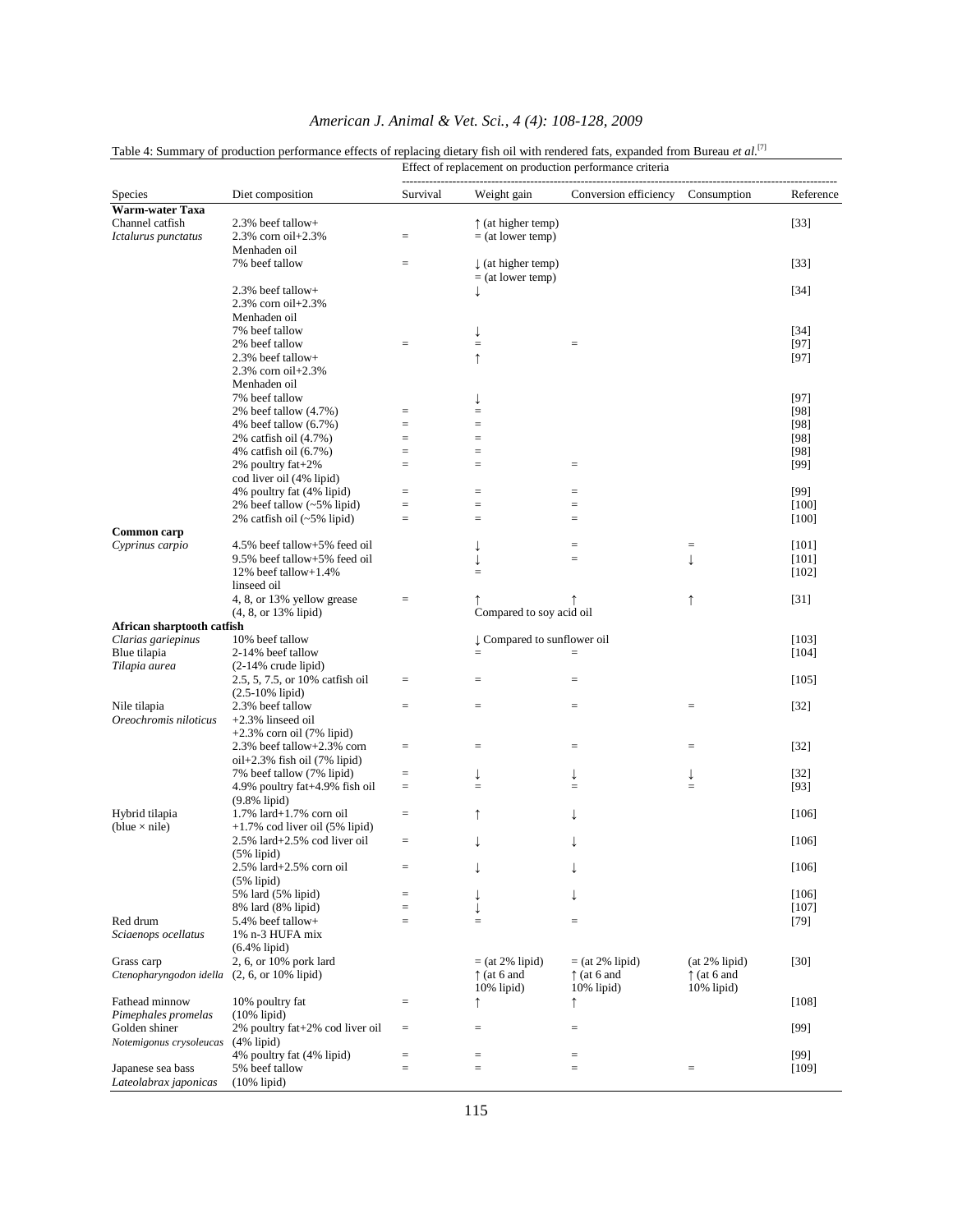Table 4: Summary of production performance effects of replacing dietary fish oil with rendered fats, expanded from Bureau *et al*.[7]

| Species | Diet composition | Effect of replacement on production performance criteria | | | | Reference |
|---|---|---|---|---|---|---|
| | | Survival | Weight gain | Conversion efficiency | Consumption | |
| **Warm-water Taxa** | | | | | | |
| Channel catfish *Ictalurus punctatus* | 2.3% beef tallow+ 2.3% corn oil+2.3% Menhaden oil | = | ↑ (at higher temp) = (at lower temp) | | | [33] |
| | 7% beef tallow | = | ↓ (at higher temp) = (at lower temp) | | | [33] |
| | 2.3% beef tallow+ 2.3% corn oil+2.3% Menhaden oil | | ↓ | | | [34] |
| | 7% beef tallow | | ↓ | | | [34] |
| | 2% beef tallow | = | = | = | | [97] |
| | 2.3% beef tallow+ 2.3% corn oil+2.3% Menhaden oil | | ↑ | | | [97] |
| | 7% beef tallow | | ↓ | | | [97] |
| | 2% beef tallow (4.7%) | = | = | | | [98] |
| | 4% beef tallow (6.7%) | = | = | | | [98] |
| | 2% catfish oil (4.7%) | = | = | | | [98] |
| | 4% catfish oil (6.7%) | = | = | | | [98] |
| | 2% poultry fat+2% cod liver oil (4% lipid) | = | = | = | | [99] |
| | 4% poultry fat (4% lipid) | = | = | = | | [99] |
| | 2% beef tallow (~5% lipid) | = | = | = | | [100] |
| | 2% catfish oil (~5% lipid) | = | = | = | | [100] |
| **Common carp** *Cyprinus carpio* | 4.5% beef tallow+5% feed oil | | ↓ | = | = | [101] |
| | 9.5% beef tallow+5% feed oil | | ↓ | = | ↓ | [101] |
| | 12% beef tallow+1.4% linseed oil | | = | | | [102] |
| | 4, 8, or 13% yellow grease (4, 8, or 13% lipid) | = | ↑ Compared to soy acid oil | ↑ | ↑ | [31] |
| **African sharptooth catfish** *Clarias gariepinus* | 10% beef tallow | | ↓ Compared to sunflower oil | | | [103] |
| Blue tilapia *Tilapia aurea* | 2-14% beef tallow (2-14% crude lipid) | | = | = | | [104] |
| | 2.5, 5, 7.5, or 10% catfish oil (2.5-10% lipid) | = | = | = | | [105] |
| Nile tilapia *Oreochromis niloticus* | 2.3% beef tallow +2.3% linseed oil +2.3% corn oil (7% lipid) | = | = | = | = | [32] |
| | 2.3% beef tallow+2.3% corn oil+2.3% fish oil (7% lipid) | = | = | = | = | [32] |
| | 7% beef tallow (7% lipid) | = | ↓ | ↓ | ↓ | [32] |
| | 4.9% poultry fat+4.9% fish oil (9.8% lipid) | = | = | = | = | [93] |
| Hybrid tilapia (blue × nile) | 1.7% lard+1.7% corn oil +1.7% cod liver oil (5% lipid) | = | ↑ | ↓ | | [106] |
| | 2.5% lard+2.5% cod liver oil (5% lipid) | = | ↓ | ↓ | | [106] |
| | 2.5% lard+2.5% corn oil (5% lipid) | = | ↓ | ↓ | | [106] |
| | 5% lard (5% lipid) | = | ↓ | ↓ | | [106] |
| | 8% lard (8% lipid) | = | ↓ | | | [107] |
| Red drum *Sciaenops ocellatus* | 5.4% beef tallow+ 1% n-3 HUFA mix (6.4% lipid) | = | = | = | | [79] |
| Grass carp *Ctenopharyngodon idella* | 2, 6, or 10% pork lard (2, 6, or 10% lipid) | | = (at 2% lipid) ↑ (at 6 and 10% lipid) | = (at 2% lipid) ↑ (at 6 and 10% lipid) | (at 2% lipid) ↑ (at 6 and 10% lipid) | [30] |
| Fathead minnow *Pimephales promelas* | 10% poultry fat (10% lipid) | = | ↑ | ↑ | | [108] |
| Golden shiner *Notemigonus crysoleucas* | 2% poultry fat+2% cod liver oil (4% lipid) | = | = | = | | [99] |
| | 4% poultry fat (4% lipid) | = | = | = | | [99] |
| Japanese sea bass *Lateolabrax japonicas* | 5% beef tallow (10% lipid) | = | = | = | = | [109] |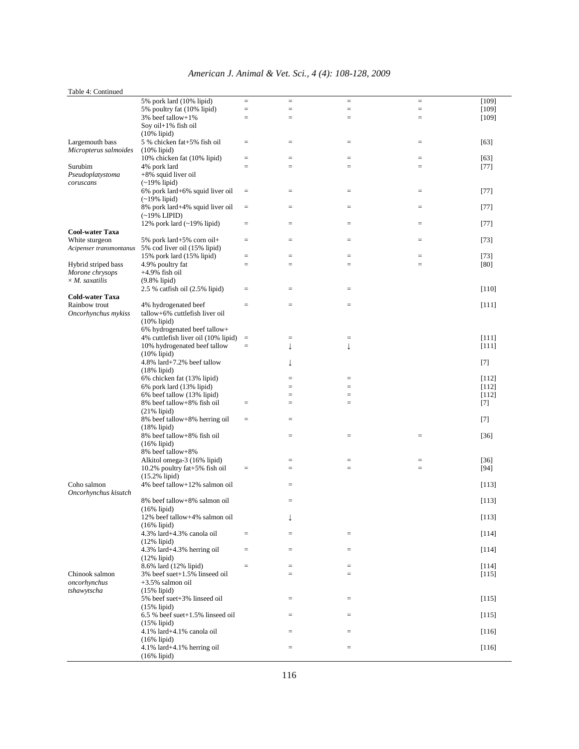Table 4: Continued

| | | | | | | |
|---|---|---|---|---|---|---|
| | 5% pork lard (10% lipid) | = | = | = | = | [109] |
| | 5% poultry fat (10% lipid) | = | = | = | = | [109] |
| | 3% beef tallow+1% Soy oil+1% fish oil (10% lipid) | = | = | = | = | [109] |
| Largemouth bass *Micropterus salmoides* | 5 % chicken fat+5% fish oil (10% lipid) | = | = | = | = | [63] |
| | 10% chicken fat (10% lipid) | = | = | = | = | [63] |
| Surubim *Pseudoplatystoma coruscans* | 4% pork lard +8% squid liver oil (~19% lipid) | = | = | = | = | [77] |
| | 6% pork lard+6% squid liver oil (~19% lipid) | = | = | = | = | [77] |
| | 8% pork lard+4% squid liver oil (~19% LIPID) | = | = | = | = | [77] |
| | 12% pork lard (~19% lipid) | = | = | = | = | [77] |
| **Cool-water Taxa** | | | | | | |
| White sturgeon *Acipenser transmontanus* | 5% pork lard+5% corn oil+ 5% cod liver oil (15% lipid) | = | = | = | = | [73] |
| | 15% pork lard (15% lipid) | = | = | = | = | [73] |
| Hybrid striped bass *Morone chrysops × M. saxatilis* | 4.9% poultry fat +4.9% fish oil (9.8% lipid) | = | = | = | = | [80] |
| | 2.5 % catfish oil (2.5% lipid) | = | = | = | | [110] |
| **Cold-water Taxa** | | | | | | |
| Rainbow trout *Oncorhynchus mykiss* | 4% hydrogenated beef tallow+6% cuttlefish liver oil (10% lipid) | = | = | = | | [111] |
| | 6% hydrogenated beef tallow+ 4% cuttlefish liver oil (10% lipid) | = | = | = | | [111] |
| | 10% hydrogenated beef tallow (10% lipid) | = | ↓ | ↓ | | [111] |
| | 4.8% lard+7.2% beef tallow (18% lipid) | | ↓ | | | [7] |
| | 6% chicken fat (13% lipid) | | = | = | | [112] |
| | 6% pork lard (13% lipid) | | = | = | | [112] |
| | 6% beef tallow (13% lipid) | | = | = | | [112] |
| | 8% beef tallow+8% fish oil (21% lipid) | = | = | = | | [7] |
| | 8% beef tallow+8% herring oil (18% lipid) | = | = | | | [7] |
| | 8% beef tallow+8% fish oil (16% lipid) | | = | = | = | [36] |
| | 8% beef tallow+8% Alkitol omega-3 (16% lipid) | | = | = | = | [36] |
| | 10.2% poultry fat+5% fish oil (15.2% lipid) | = | = | = | = | [94] |
| Coho salmon *Oncorhynchus kisutch* | 4% beef tallow+12% salmon oil | | = | | | [113] |
| | 8% beef tallow+8% salmon oil (16% lipid) | | = | | | [113] |
| | 12% beef tallow+4% salmon oil (16% lipid) | | ↓ | | | [113] |
| | 4.3% lard+4.3% canola oil (12% lipid) | = | = | = | | [114] |
| | 4.3% lard+4.3% herring oil (12% lipid) | = | = | = | | [114] |
| | 8.6% lard (12% lipid) | = | = | = | | [114] |
| Chinook salmon *oncorhynchus tshawytscha* | 3% beef suet+1.5% linseed oil +3.5% salmon oil (15% lipid) | | = | = | | [115] |
| | 5% beef suet+3% linseed oil (15% lipid) | | = | = | | [115] |
| | 6.5 % beef suet+1.5% linseed oil (15% lipid) | | = | = | | [115] |
| | 4.1% lard+4.1% canola oil (16% lipid) | | = | = | | [116] |
| | 4.1% lard+4.1% herring oil (16% lipid) | | = | = | | [116] |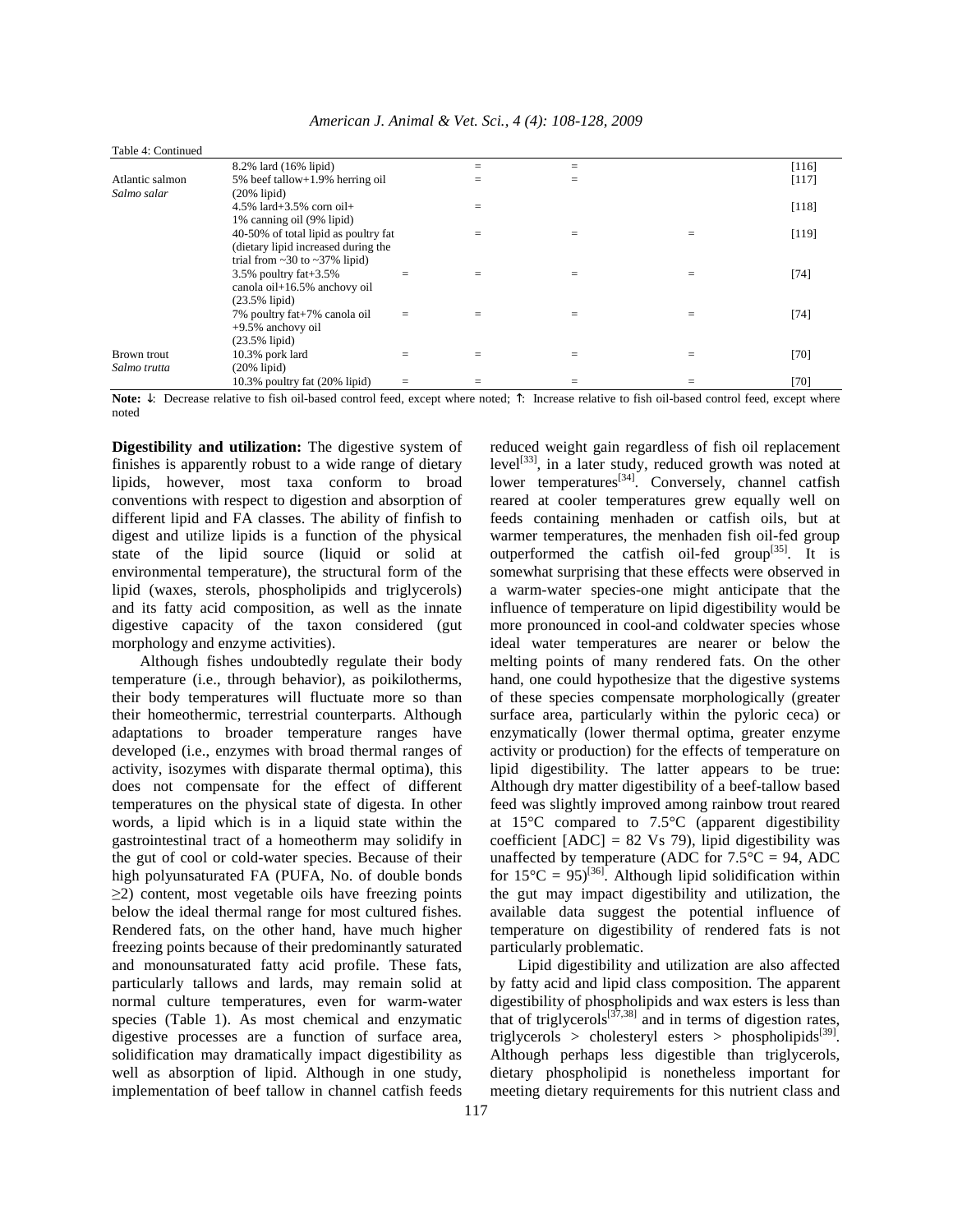Table 4: Continued

| | | | | | | |
|---|---|---|---|---|---|---|
| | 8.2% lard (16% lipid) | | = | = | | [116] |
| Atlantic salmon *Salmo salar* | 5% beef tallow+1.9% herring oil (20% lipid) | | = | = | | [117] |
| | 4.5% lard+3.5% corn oil+ 1% canning oil (9% lipid) | | = | | | [118] |
| | 40-50% of total lipid as poultry fat (dietary lipid increased during the trial from ~30 to ~37% lipid) | | = | = | = | [119] |
| | 3.5% poultry fat+3.5% canola oil+16.5% anchovy oil (23.5% lipid) | = | = | = | = | [74] |
| | 7% poultry fat+7% canola oil +9.5% anchovy oil (23.5% lipid) | = | = | = | = | [74] |
| Brown trout *Salmo trutta* | 10.3% pork lard (20% lipid) | = | = | = | = | [70] |
| | 10.3% poultry fat (20% lipid) | = | = | = | = | [70] |

**Note:** ↓: Decrease relative to fish oil-based control feed, except where noted; ↑: Increase relative to fish oil-based control feed, except where noted

**Digestibility and utilization:** The digestive system of finfishes is apparently robust to a wide range of dietary lipids, however, most taxa conform to broad conventions with respect to digestion and absorption of different lipid and FA classes. The ability of finfish to digest and utilize lipids is a function of the physical state of the lipid source (liquid or solid at environmental temperature), the structural form of the lipid (waxes, sterols, phospholipids and triglycerols) and its fatty acid composition, as well as the innate digestive capacity of the taxon considered (gut morphology and enzyme activities).

Although fishes undoubtedly regulate their body temperature (i.e., through behavior), as poikilotherms, their body temperatures will fluctuate more so than their homeothermic, terrestrial counterparts. Although adaptations to broader temperature ranges have developed (i.e., enzymes with broad thermal ranges of activity, isozymes with disparate thermal optima), this does not compensate for the effect of different temperatures on the physical state of digesta. In other words, a lipid which is in a liquid state within the gastrointestinal tract of a homeotherm may solidify in the gut of cool or cold-water species. Because of their high polyunsaturated FA (PUFA, No. of double bonds ≥2) content, most vegetable oils have freezing points below the ideal thermal range for most cultured fishes. Rendered fats, on the other hand, have much higher freezing points because of their predominantly saturated and monounsaturated fatty acid profile. These fats, particularly tallows and lards, may remain solid at normal culture temperatures, even for warm-water species (Table 1). As most chemical and enzymatic digestive processes are a function of surface area, solidification may dramatically impact digestibility as well as absorption of lipid. Although in one study, implementation of beef tallow in channel catfish feeds reduced weight gain regardless of fish oil replacement level[33], in a later study, reduced growth was noted at lower temperatures[34]. Conversely, channel catfish reared at cooler temperatures grew equally well on feeds containing menhaden or catfish oils, but at warmer temperatures, the menhaden fish oil-fed group outperformed the catfish oil-fed group[35]. It is somewhat surprising that these effects were observed in a warm-water species-one might anticipate that the influence of temperature on lipid digestibility would be more pronounced in cool-and coldwater species whose ideal water temperatures are nearer or below the melting points of many rendered fats. On the other hand, one could hypothesize that the digestive systems of these species compensate morphologically (greater surface area, particularly within the pyloric ceca) or enzymatically (lower thermal optima, greater enzyme activity or production) for the effects of temperature on lipid digestibility. The latter appears to be true: Although dry matter digestibility of a beef-tallow based feed was slightly improved among rainbow trout reared at 15°C compared to 7.5°C (apparent digestibility coefficient [ADC] = 82 Vs 79), lipid digestibility was unaffected by temperature (ADC for 7.5°C = 94, ADC for 15°C = 95)[36]. Although lipid solidification within the gut may impact digestibility and utilization, the available data suggest the potential influence of temperature on digestibility of rendered fats is not particularly problematic.

Lipid digestibility and utilization are also affected by fatty acid and lipid class composition. The apparent digestibility of phospholipids and wax esters is less than that of triglycerols[37,38] and in terms of digestion rates, triglycerols > cholesteryl esters > phospholipids[39]. Although perhaps less digestible than triglycerols, dietary phospholipid is nonetheless important for meeting dietary requirements for this nutrient class and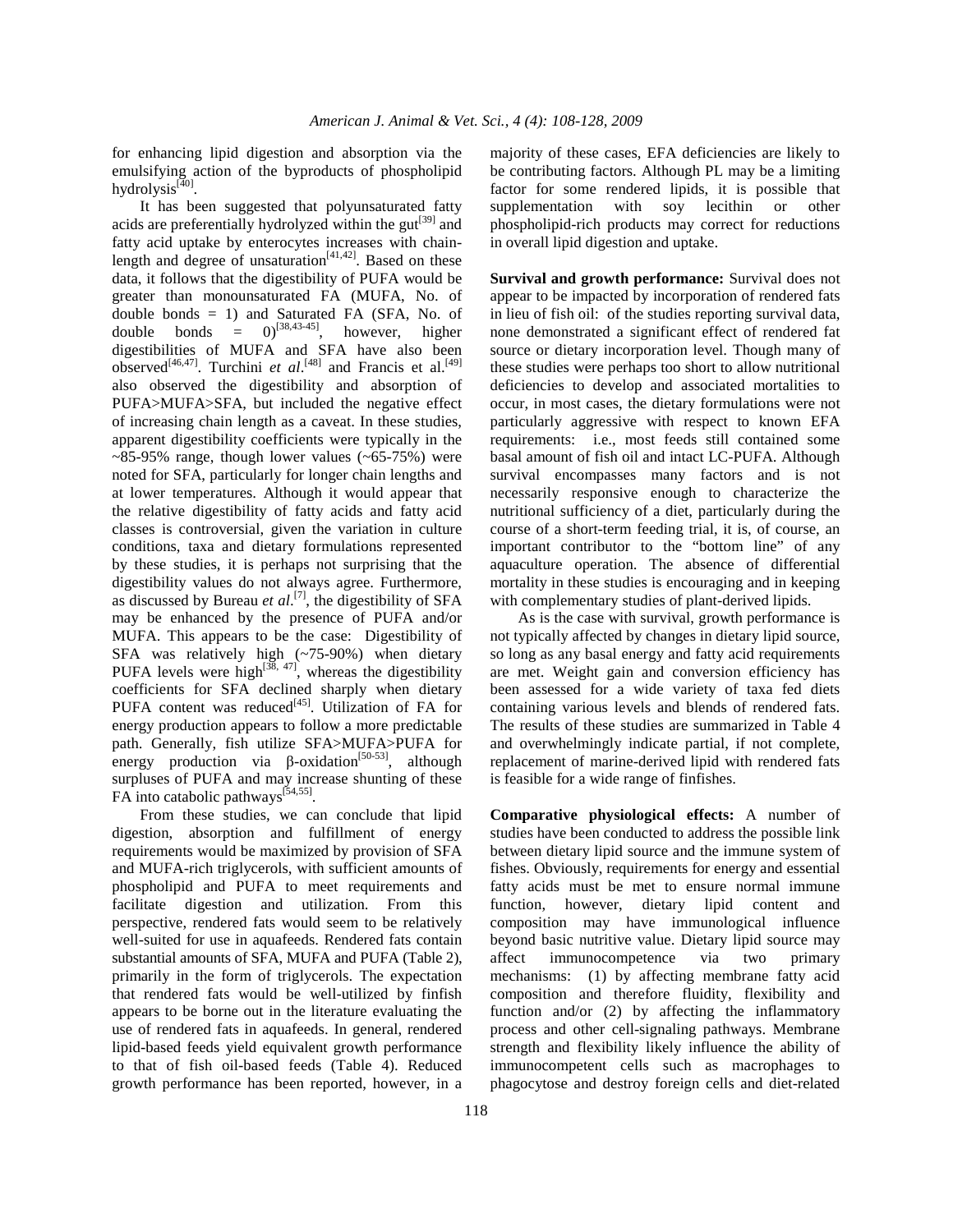for enhancing lipid digestion and absorption via the emulsifying action of the byproducts of phospholipid hydrolysis[40].

It has been suggested that polyunsaturated fatty acids are preferentially hydrolyzed within the gut[39] and fatty acid uptake by enterocytes increases with chain-length and degree of unsaturation[41,42]. Based on these data, it follows that the digestibility of PUFA would be greater than monounsaturated FA (MUFA, No. of double bonds = 1) and Saturated FA (SFA, No. of double bonds = 0)[38,43-45], however, higher digestibilities of MUFA and SFA have also been observed[46,47]. Turchini *et al*.[48] and Francis et al.[49] also observed the digestibility and absorption of PUFA>MUFA>SFA, but included the negative effect of increasing chain length as a caveat. In these studies, apparent digestibility coefficients were typically in the ~85-95% range, though lower values (~65-75%) were noted for SFA, particularly for longer chain lengths and at lower temperatures. Although it would appear that the relative digestibility of fatty acids and fatty acid classes is controversial, given the variation in culture conditions, taxa and dietary formulations represented by these studies, it is perhaps not surprising that the digestibility values do not always agree. Furthermore, as discussed by Bureau *et al*.[7], the digestibility of SFA may be enhanced by the presence of PUFA and/or MUFA. This appears to be the case: Digestibility of SFA was relatively high (~75-90%) when dietary PUFA levels were high[38, 47], whereas the digestibility coefficients for SFA declined sharply when dietary PUFA content was reduced[45]. Utilization of FA for energy production appears to follow a more predictable path. Generally, fish utilize SFA>MUFA>PUFA for energy production via β-oxidation[50-53], although surpluses of PUFA and may increase shunting of these FA into catabolic pathways[54,55].

From these studies, we can conclude that lipid digestion, absorption and fulfillment of energy requirements would be maximized by provision of SFA and MUFA-rich triglycerols, with sufficient amounts of phospholipid and PUFA to meet requirements and facilitate digestion and utilization. From this perspective, rendered fats would seem to be relatively well-suited for use in aquafeeds. Rendered fats contain substantial amounts of SFA, MUFA and PUFA (Table 2), primarily in the form of triglycerols. The expectation that rendered fats would be well-utilized by finfish appears to be borne out in the literature evaluating the use of rendered fats in aquafeeds. In general, rendered lipid-based feeds yield equivalent growth performance to that of fish oil-based feeds (Table 4). Reduced growth performance has been reported, however, in a majority of these cases, EFA deficiencies are likely to be contributing factors. Although PL may be a limiting factor for some rendered lipids, it is possible that supplementation with soy lecithin or other phospholipid-rich products may correct for reductions in overall lipid digestion and uptake.

**Survival and growth performance:** Survival does not appear to be impacted by incorporation of rendered fats in lieu of fish oil: of the studies reporting survival data, none demonstrated a significant effect of rendered fat source or dietary incorporation level. Though many of these studies were perhaps too short to allow nutritional deficiencies to develop and associated mortalities to occur, in most cases, the dietary formulations were not particularly aggressive with respect to known EFA requirements: i.e., most feeds still contained some basal amount of fish oil and intact LC-PUFA. Although survival encompasses many factors and is not necessarily responsive enough to characterize the nutritional sufficiency of a diet, particularly during the course of a short-term feeding trial, it is, of course, an important contributor to the "bottom line" of any aquaculture operation. The absence of differential mortality in these studies is encouraging and in keeping with complementary studies of plant-derived lipids.

As is the case with survival, growth performance is not typically affected by changes in dietary lipid source, so long as any basal energy and fatty acid requirements are met. Weight gain and conversion efficiency has been assessed for a wide variety of taxa fed diets containing various levels and blends of rendered fats. The results of these studies are summarized in Table 4 and overwhelmingly indicate partial, if not complete, replacement of marine-derived lipid with rendered fats is feasible for a wide range of finfishes.

**Comparative physiological effects:** A number of studies have been conducted to address the possible link between dietary lipid source and the immune system of fishes. Obviously, requirements for energy and essential fatty acids must be met to ensure normal immune function, however, dietary lipid content and composition may have immunological influence beyond basic nutritive value. Dietary lipid source may affect immunocompetence via two primary mechanisms: (1) by affecting membrane fatty acid composition and therefore fluidity, flexibility and function and/or (2) by affecting the inflammatory process and other cell-signaling pathways. Membrane strength and flexibility likely influence the ability of immunocompetent cells such as macrophages to phagocytose and destroy foreign cells and diet-related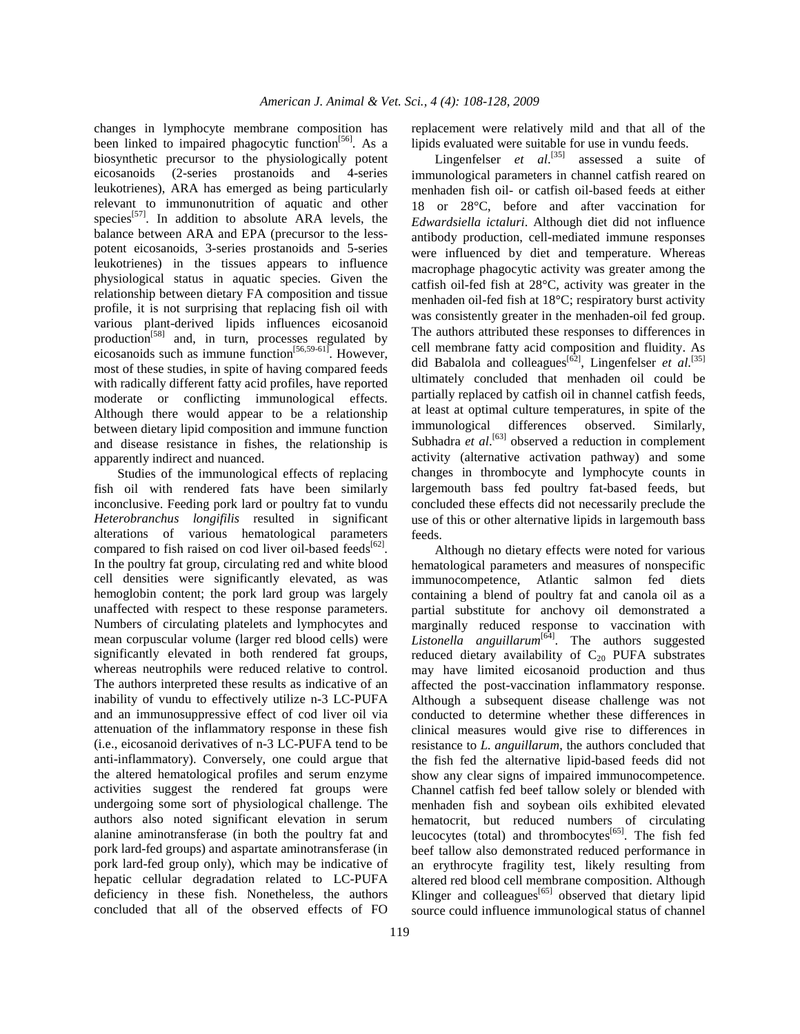changes in lymphocyte membrane composition has been linked to impaired phagocytic function[56]. As a biosynthetic precursor to the physiologically potent eicosanoids (2-series prostanoids and 4-series leukotrienes), ARA has emerged as being particularly relevant to immunonutrition of aquatic and other species[57]. In addition to absolute ARA levels, the balance between ARA and EPA (precursor to the less-potent eicosanoids, 3-series prostanoids and 5-series leukotrienes) in the tissues appears to influence physiological status in aquatic species. Given the relationship between dietary FA composition and tissue profile, it is not surprising that replacing fish oil with various plant-derived lipids influences eicosanoid production[58] and, in turn, processes regulated by eicosanoids such as immune function[56,59-61]. However, most of these studies, in spite of having compared feeds with radically different fatty acid profiles, have reported moderate or conflicting immunological effects. Although there would appear to be a relationship between dietary lipid composition and immune function and disease resistance in fishes, the relationship is apparently indirect and nuanced.

Studies of the immunological effects of replacing fish oil with rendered fats have been similarly inconclusive. Feeding pork lard or poultry fat to vundu *Heterobranchus longifilis* resulted in significant alterations of various hematological parameters compared to fish raised on cod liver oil-based feeds[62]. In the poultry fat group, circulating red and white blood cell densities were significantly elevated, as was hemoglobin content; the pork lard group was largely unaffected with respect to these response parameters. Numbers of circulating platelets and lymphocytes and mean corpuscular volume (larger red blood cells) were significantly elevated in both rendered fat groups, whereas neutrophils were reduced relative to control. The authors interpreted these results as indicative of an inability of vundu to effectively utilize n-3 LC-PUFA and an immunosuppressive effect of cod liver oil via attenuation of the inflammatory response in these fish (i.e., eicosanoid derivatives of n-3 LC-PUFA tend to be anti-inflammatory). Conversely, one could argue that the altered hematological profiles and serum enzyme activities suggest the rendered fat groups were undergoing some sort of physiological challenge. The authors also noted significant elevation in serum alanine aminotransferase (in both the poultry fat and pork lard-fed groups) and aspartate aminotransferase (in pork lard-fed group only), which may be indicative of hepatic cellular degradation related to LC-PUFA deficiency in these fish. Nonetheless, the authors concluded that all of the observed effects of FO replacement were relatively mild and that all of the lipids evaluated were suitable for use in vundu feeds.

Lingenfelser *et al*.[35] assessed a suite of immunological parameters in channel catfish reared on menhaden fish oil- or catfish oil-based feeds at either 18 or 28°C, before and after vaccination for *Edwardsiella ictaluri*. Although diet did not influence antibody production, cell-mediated immune responses were influenced by diet and temperature. Whereas macrophage phagocytic activity was greater among the catfish oil-fed fish at 28°C, activity was greater in the menhaden oil-fed fish at 18°C; respiratory burst activity was consistently greater in the menhaden-oil fed group. The authors attributed these responses to differences in cell membrane fatty acid composition and fluidity. As did Babalola and colleagues[62], Lingenfelser *et al*.[35] ultimately concluded that menhaden oil could be partially replaced by catfish oil in channel catfish feeds, at least at optimal culture temperatures, in spite of the immunological differences observed. Similarly, Subhadra *et al*.[63] observed a reduction in complement activity (alternative activation pathway) and some changes in thrombocyte and lymphocyte counts in largemouth bass fed poultry fat-based feeds, but concluded these effects did not necessarily preclude the use of this or other alternative lipids in largemouth bass feeds.

Although no dietary effects were noted for various hematological parameters and measures of nonspecific immunocompetence, Atlantic salmon fed diets containing a blend of poultry fat and canola oil as a partial substitute for anchovy oil demonstrated a marginally reduced response to vaccination with *Listonella anguillarum*[64]. The authors suggested reduced dietary availability of $C_{20}$ PUFA substrates may have limited eicosanoid production and thus affected the post-vaccination inflammatory response. Although a subsequent disease challenge was not conducted to determine whether these differences in clinical measures would give rise to differences in resistance to *L. anguillarum*, the authors concluded that the fish fed the alternative lipid-based feeds did not show any clear signs of impaired immunocompetence. Channel catfish fed beef tallow solely or blended with menhaden fish and soybean oils exhibited elevated hematocrit, but reduced numbers of circulating leucocytes (total) and thrombocytes[65]. The fish fed beef tallow also demonstrated reduced performance in an erythrocyte fragility test, likely resulting from altered red blood cell membrane composition. Although Klinger and colleagues[65] observed that dietary lipid source could influence immunological status of channel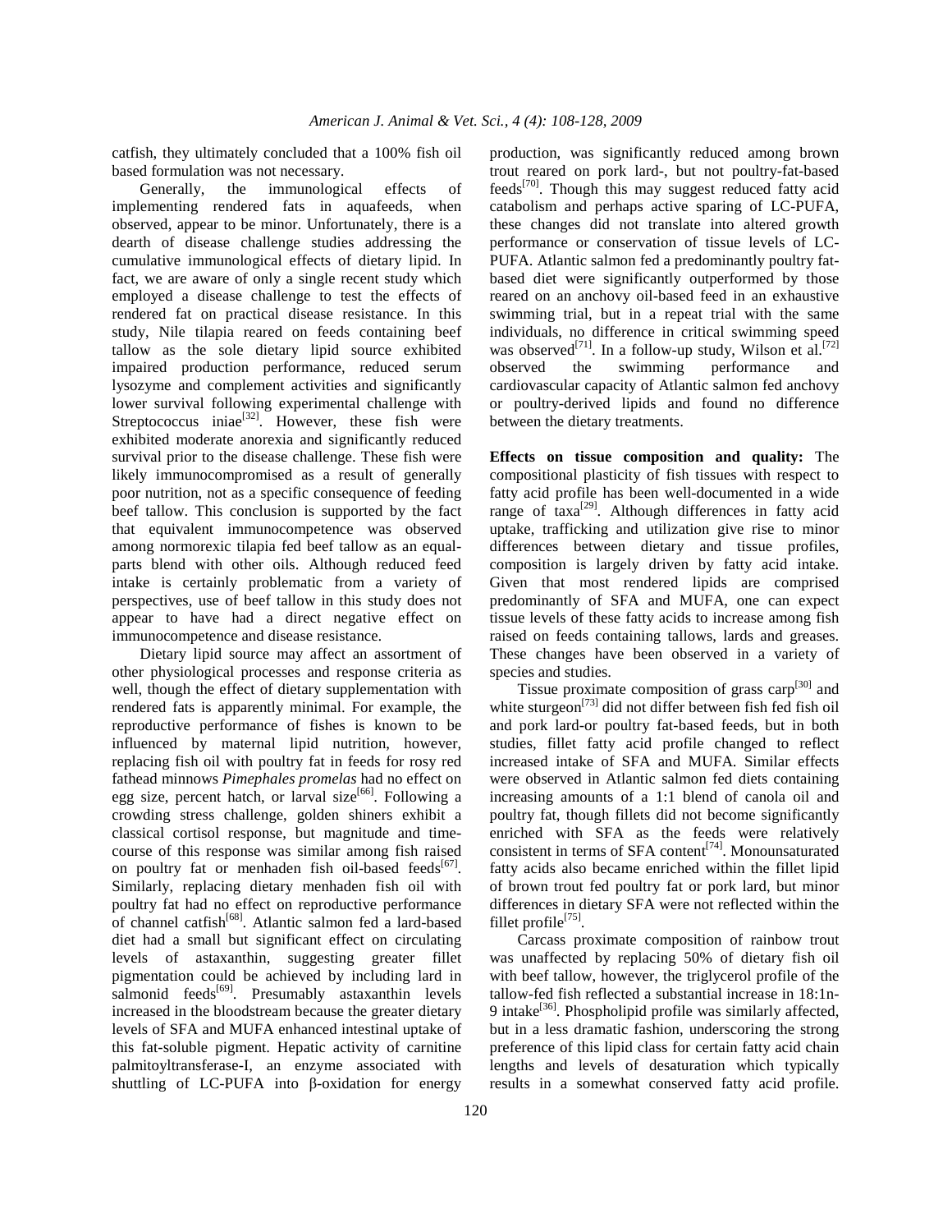catfish, they ultimately concluded that a 100% fish oil based formulation was not necessary.

Generally, the immunological effects of implementing rendered fats in aquafeeds, when observed, appear to be minor. Unfortunately, there is a dearth of disease challenge studies addressing the cumulative immunological effects of dietary lipid. In fact, we are aware of only a single recent study which employed a disease challenge to test the effects of rendered fat on practical disease resistance. In this study, Nile tilapia reared on feeds containing beef tallow as the sole dietary lipid source exhibited impaired production performance, reduced serum lysozyme and complement activities and significantly lower survival following experimental challenge with Streptococcus iniae[32]. However, these fish were exhibited moderate anorexia and significantly reduced survival prior to the disease challenge. These fish were likely immunocompromised as a result of generally poor nutrition, not as a specific consequence of feeding beef tallow. This conclusion is supported by the fact that equivalent immunocompetence was observed among normorexic tilapia fed beef tallow as an equal-parts blend with other oils. Although reduced feed intake is certainly problematic from a variety of perspectives, use of beef tallow in this study does not appear to have had a direct negative effect on immunocompetence and disease resistance.

Dietary lipid source may affect an assortment of other physiological processes and response criteria as well, though the effect of dietary supplementation with rendered fats is apparently minimal. For example, the reproductive performance of fishes is known to be influenced by maternal lipid nutrition, however, replacing fish oil with poultry fat in feeds for rosy red fathead minnows *Pimephales promelas* had no effect on egg size, percent hatch, or larval size[66]. Following a crowding stress challenge, golden shiners exhibit a classical cortisol response, but magnitude and time-course of this response was similar among fish raised on poultry fat or menhaden fish oil-based feeds[67]. Similarly, replacing dietary menhaden fish oil with poultry fat had no effect on reproductive performance of channel catfish[68]. Atlantic salmon fed a lard-based diet had a small but significant effect on circulating levels of astaxanthin, suggesting greater fillet pigmentation could be achieved by including lard in salmonid feeds[69]. Presumably astaxanthin levels increased in the bloodstream because the greater dietary levels of SFA and MUFA enhanced intestinal uptake of this fat-soluble pigment. Hepatic activity of carnitine palmitoyltransferase-I, an enzyme associated with shuttling of LC-PUFA into β-oxidation for energy production, was significantly reduced among brown trout reared on pork lard-, but not poultry-fat-based feeds[70]. Though this may suggest reduced fatty acid catabolism and perhaps active sparing of LC-PUFA, these changes did not translate into altered growth performance or conservation of tissue levels of LC-PUFA. Atlantic salmon fed a predominantly poultry fat-based diet were significantly outperformed by those reared on an anchovy oil-based feed in an exhaustive swimming trial, but in a repeat trial with the same individuals, no difference in critical swimming speed was observed[71]. In a follow-up study, Wilson et al.[72] observed the swimming performance and cardiovascular capacity of Atlantic salmon fed anchovy or poultry-derived lipids and found no difference between the dietary treatments.

**Effects on tissue composition and quality:** The compositional plasticity of fish tissues with respect to fatty acid profile has been well-documented in a wide range of taxa[29]. Although differences in fatty acid uptake, trafficking and utilization give rise to minor differences between dietary and tissue profiles, composition is largely driven by fatty acid intake. Given that most rendered lipids are comprised predominantly of SFA and MUFA, one can expect tissue levels of these fatty acids to increase among fish raised on feeds containing tallows, lards and greases. These changes have been observed in a variety of species and studies.

Tissue proximate composition of grass carp[30] and white sturgeon[73] did not differ between fish fed fish oil and pork lard-or poultry fat-based feeds, but in both studies, fillet fatty acid profile changed to reflect increased intake of SFA and MUFA. Similar effects were observed in Atlantic salmon fed diets containing increasing amounts of a 1:1 blend of canola oil and poultry fat, though fillets did not become significantly enriched with SFA as the feeds were relatively consistent in terms of SFA content[74]. Monounsaturated fatty acids also became enriched within the fillet lipid of brown trout fed poultry fat or pork lard, but minor differences in dietary SFA were not reflected within the fillet profile[75].

Carcass proximate composition of rainbow trout was unaffected by replacing 50% of dietary fish oil with beef tallow, however, the triglycerol profile of the tallow-fed fish reflected a substantial increase in 18:1n-9 intake[36]. Phospholipid profile was similarly affected, but in a less dramatic fashion, underscoring the strong preference of this lipid class for certain fatty acid chain lengths and levels of desaturation which typically results in a somewhat conserved fatty acid profile.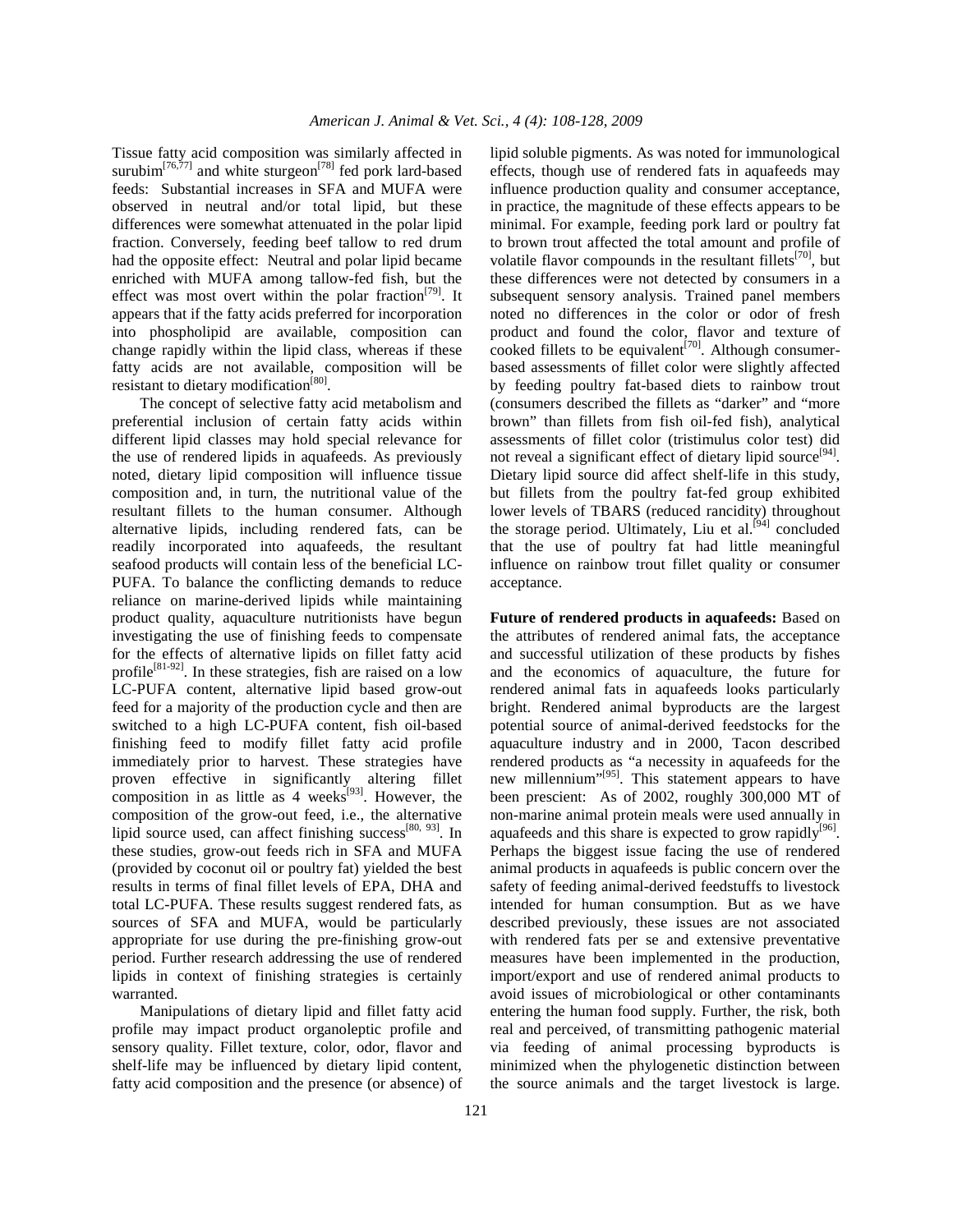Tissue fatty acid composition was similarly affected in surubim[76,77] and white sturgeon[78] fed pork lard-based feeds: Substantial increases in SFA and MUFA were observed in neutral and/or total lipid, but these differences were somewhat attenuated in the polar lipid fraction. Conversely, feeding beef tallow to red drum had the opposite effect: Neutral and polar lipid became enriched with MUFA among tallow-fed fish, but the effect was most overt within the polar fraction[79]. It appears that if the fatty acids preferred for incorporation into phospholipid are available, composition can change rapidly within the lipid class, whereas if these fatty acids are not available, composition will be resistant to dietary modification[80].

The concept of selective fatty acid metabolism and preferential inclusion of certain fatty acids within different lipid classes may hold special relevance for the use of rendered lipids in aquafeeds. As previously noted, dietary lipid composition will influence tissue composition and, in turn, the nutritional value of the resultant fillets to the human consumer. Although alternative lipids, including rendered fats, can be readily incorporated into aquafeeds, the resultant seafood products will contain less of the beneficial LC-PUFA. To balance the conflicting demands to reduce reliance on marine-derived lipids while maintaining product quality, aquaculture nutritionists have begun investigating the use of finishing feeds to compensate for the effects of alternative lipids on fillet fatty acid profile[81-92]. In these strategies, fish are raised on a low LC-PUFA content, alternative lipid based grow-out feed for a majority of the production cycle and then are switched to a high LC-PUFA content, fish oil-based finishing feed to modify fillet fatty acid profile immediately prior to harvest. These strategies have proven effective in significantly altering fillet composition in as little as 4 weeks[93]. However, the composition of the grow-out feed, i.e., the alternative lipid source used, can affect finishing success[80, 93]. In these studies, grow-out feeds rich in SFA and MUFA (provided by coconut oil or poultry fat) yielded the best results in terms of final fillet levels of EPA, DHA and total LC-PUFA. These results suggest rendered fats, as sources of SFA and MUFA, would be particularly appropriate for use during the pre-finishing grow-out period. Further research addressing the use of rendered lipids in context of finishing strategies is certainly warranted.

Manipulations of dietary lipid and fillet fatty acid profile may impact product organoleptic profile and sensory quality. Fillet texture, color, odor, flavor and shelf-life may be influenced by dietary lipid content, fatty acid composition and the presence (or absence) of lipid soluble pigments. As was noted for immunological effects, though use of rendered fats in aquafeeds may influence production quality and consumer acceptance, in practice, the magnitude of these effects appears to be minimal. For example, feeding pork lard or poultry fat to brown trout affected the total amount and profile of volatile flavor compounds in the resultant fillets[70], but these differences were not detected by consumers in a subsequent sensory analysis. Trained panel members noted no differences in the color or odor of fresh product and found the color, flavor and texture of cooked fillets to be equivalent[70]. Although consumer-based assessments of fillet color were slightly affected by feeding poultry fat-based diets to rainbow trout (consumers described the fillets as "darker" and "more brown" than fillets from fish oil-fed fish), analytical assessments of fillet color (tristimulus color test) did not reveal a significant effect of dietary lipid source[94]. Dietary lipid source did affect shelf-life in this study, but fillets from the poultry fat-fed group exhibited lower levels of TBARS (reduced rancidity) throughout the storage period. Ultimately, Liu et al.[94] concluded that the use of poultry fat had little meaningful influence on rainbow trout fillet quality or consumer acceptance.

**Future of rendered products in aquafeeds:** Based on the attributes of rendered animal fats, the acceptance and successful utilization of these products by fishes and the economics of aquaculture, the future for rendered animal fats in aquafeeds looks particularly bright. Rendered animal byproducts are the largest potential source of animal-derived feedstocks for the aquaculture industry and in 2000, Tacon described rendered products as "a necessity in aquafeeds for the new millennium"[95]. This statement appears to have been prescient: As of 2002, roughly 300,000 MT of non-marine animal protein meals were used annually in aquafeeds and this share is expected to grow rapidly[96]. Perhaps the biggest issue facing the use of rendered animal products in aquafeeds is public concern over the safety of feeding animal-derived feedstuffs to livestock intended for human consumption. But as we have described previously, these issues are not associated with rendered fats per se and extensive preventative measures have been implemented in the production, import/export and use of rendered animal products to avoid issues of microbiological or other contaminants entering the human food supply. Further, the risk, both real and perceived, of transmitting pathogenic material via feeding of animal processing byproducts is minimized when the phylogenetic distinction between the source animals and the target livestock is large.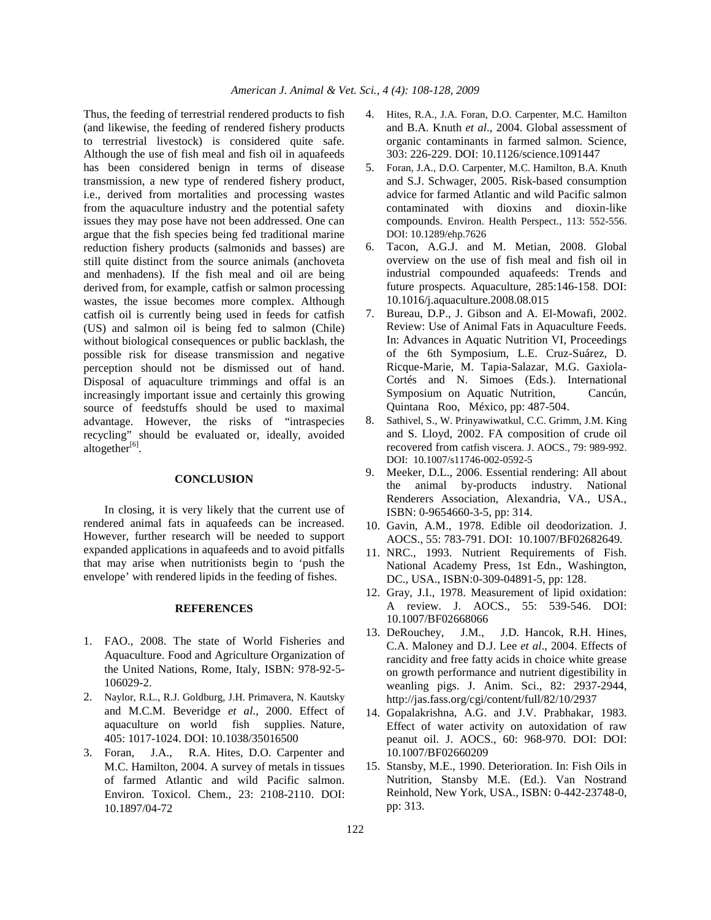Thus, the feeding of terrestrial rendered products to fish (and likewise, the feeding of rendered fishery products to terrestrial livestock) is considered quite safe. Although the use of fish meal and fish oil in aquafeeds has been considered benign in terms of disease transmission, a new type of rendered fishery product, i.e., derived from mortalities and processing wastes from the aquaculture industry and the potential safety issues they may pose have not been addressed. One can argue that the fish species being fed traditional marine reduction fishery products (salmonids and basses) are still quite distinct from the source animals (anchoveta and menhadens). If the fish meal and oil are being derived from, for example, catfish or salmon processing wastes, the issue becomes more complex. Although catfish oil is currently being used in feeds for catfish (US) and salmon oil is being fed to salmon (Chile) without biological consequences or public backlash, the possible risk for disease transmission and negative perception should not be dismissed out of hand. Disposal of aquaculture trimmings and offal is an increasingly important issue and certainly this growing source of feedstuffs should be used to maximal advantage. However, the risks of "intraspecies recycling" should be evaluated or, ideally, avoided altogether[6].

## CONCLUSION

In closing, it is very likely that the current use of rendered animal fats in aquafeeds can be increased. However, further research will be needed to support expanded applications in aquafeeds and to avoid pitfalls that may arise when nutritionists begin to 'push the envelope' with rendered lipids in the feeding of fishes.

## REFERENCES

1. FAO., 2008. The state of World Fisheries and Aquaculture. Food and Agriculture Organization of the United Nations, Rome, Italy, ISBN: 978-92-5-106029-2.
2. Naylor, R.L., R.J. Goldburg, J.H. Primavera, N. Kautsky and M.C.M. Beveridge *et al*., 2000. Effect of aquaculture on world fish supplies. Nature, 405: 1017-1024. DOI: 10.1038/35016500
3. Foran, J.A., R.A. Hites, D.O. Carpenter and M.C. Hamilton, 2004. A survey of metals in tissues of farmed Atlantic and wild Pacific salmon. Environ. Toxicol. Chem., 23: 2108-2110. DOI: 10.1897/04-72
4. Hites, R.A., J.A. Foran, D.O. Carpenter, M.C. Hamilton and B.A. Knuth *et al*., 2004. Global assessment of organic contaminants in farmed salmon. Science, 303: 226-229. DOI: 10.1126/science.1091447
5. Foran, J.A., D.O. Carpenter, M.C. Hamilton, B.A. Knuth and S.J. Schwager, 2005. Risk-based consumption advice for farmed Atlantic and wild Pacific salmon contaminated with dioxins and dioxin-like compounds. Environ. Health Perspect., 113: 552-556. DOI: 10.1289/ehp.7626
6. Tacon, A.G.J. and M. Metian, 2008. Global overview on the use of fish meal and fish oil in industrial compounded aquafeeds: Trends and future prospects. Aquaculture, 285:146-158. DOI: 10.1016/j.aquaculture.2008.08.015
7. Bureau, D.P., J. Gibson and A. El-Mowafi, 2002. Review: Use of Animal Fats in Aquaculture Feeds. In: Advances in Aquatic Nutrition VI, Proceedings of the 6th Symposium, L.E. Cruz-Suárez, D. Ricque-Marie, M. Tapia-Salazar, M.G. Gaxiola-Cortés and N. Simoes (Eds.). International Symposium on Aquatic Nutrition, Cancún, Quintana Roo, México, pp: 487-504.
8. Sathivel, S., W. Prinyawiwatkul, C.C. Grimm, J.M. King and S. Lloyd, 2002. FA composition of crude oil recovered from catfish viscera. J. AOCS., 79: 989-992. DOI: 10.1007/s11746-002-0592-5
9. Meeker, D.L., 2006. Essential rendering: All about the animal by-products industry. National Renderers Association, Alexandria, VA., USA., ISBN: 0-9654660-3-5, pp: 314.
10. Gavin, A.M., 1978. Edible oil deodorization. J. AOCS., 55: 783-791. DOI: 10.1007/BF02682649.
11. NRC., 1993. Nutrient Requirements of Fish. National Academy Press, 1st Edn., Washington, DC., USA., ISBN:0-309-04891-5, pp: 128.
12. Gray, J.I., 1978. Measurement of lipid oxidation: A review. J. AOCS., 55: 539-546. DOI: 10.1007/BF02668066
13. DeRouchey, J.M., J.D. Hancok, R.H. Hines, C.A. Maloney and D.J. Lee *et al*., 2004. Effects of rancidity and free fatty acids in choice white grease on growth performance and nutrient digestibility in weanling pigs. J. Anim. Sci., 82: 2937-2944, http://jas.fass.org/cgi/content/full/82/10/2937
14. Gopalakrishna, A.G. and J.V. Prabhakar, 1983. Effect of water activity on autoxidation of raw peanut oil. J. AOCS., 60: 968-970. DOI: DOI: 10.1007/BF02660209
15. Stansby, M.E., 1990. Deterioration. In: Fish Oils in Nutrition, Stansby M.E. (Ed.). Van Nostrand Reinhold, New York, USA., ISBN: 0-442-23748-0, pp: 313.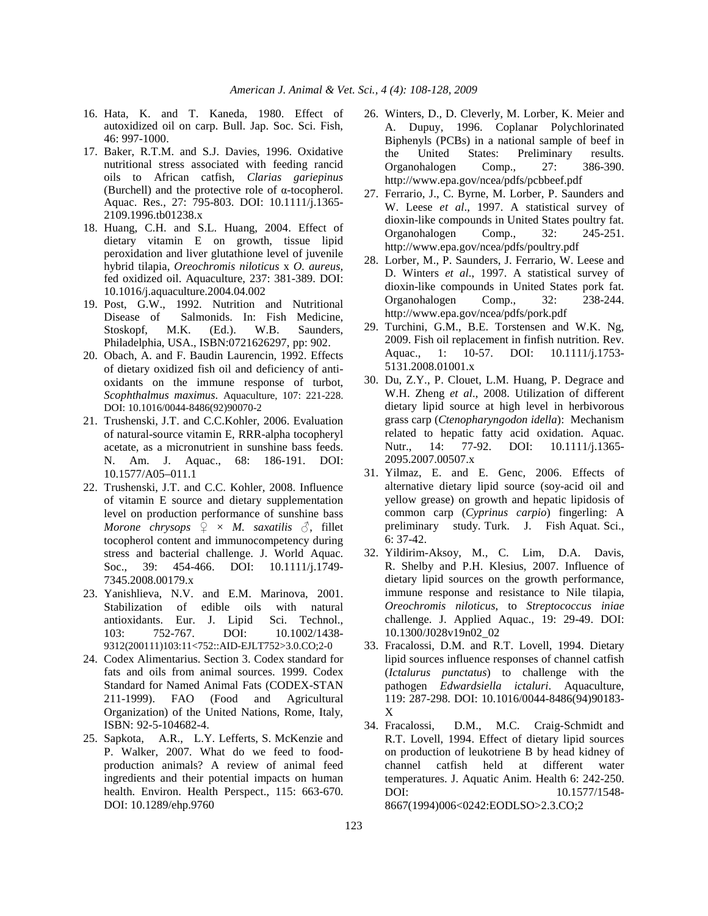16. Hata, K. and T. Kaneda, 1980. Effect of autoxidized oil on carp. Bull. Jap. Soc. Sci. Fish, 46: 997-1000.
17. Baker, R.T.M. and S.J. Davies, 1996. Oxidative nutritional stress associated with feeding rancid oils to African catfish, *Clarias gariepinus* (Burchell) and the protective role of α-tocopherol. Aquac. Res., 27: 795-803. DOI: 10.1111/j.1365-2109.1996.tb01238.x
18. Huang, C.H. and S.L. Huang, 2004. Effect of dietary vitamin E on growth, tissue lipid peroxidation and liver glutathione level of juvenile hybrid tilapia, *Oreochromis niloticus* x *O. aureus*, fed oxidized oil. Aquaculture, 237: 381-389. DOI: 10.1016/j.aquaculture.2004.04.002
19. Post, G.W., 1992. Nutrition and Nutritional Disease of Salmonids. In: Fish Medicine, Stoskopf, M.K. (Ed.). W.B. Saunders, Philadelphia, USA., ISBN:0721626297, pp: 902.
20. Obach, A. and F. Baudin Laurencin, 1992. Effects of dietary oxidized fish oil and deficiency of anti-oxidants on the immune response of turbot, *Scophthalmus maximus*. Aquaculture, 107: 221-228. DOI: 10.1016/0044-8486(92)90070-2
21. Trushenski, J.T. and C.C.Kohler, 2006. Evaluation of natural-source vitamin E, RRR-alpha tocopheryl acetate, as a micronutrient in sunshine bass feeds. N. Am. J. Aquac., 68: 186-191. DOI: 10.1577/A05–011.1
22. Trushenski, J.T. and C.C. Kohler, 2008. Influence of vitamin E source and dietary supplementation level on production performance of sunshine bass *Morone chrysops* ♀ × *M. saxatilis* ♂, fillet tocopherol content and immunocompetency during stress and bacterial challenge. J. World Aquac. Soc., 39: 454-466. DOI: 10.1111/j.1749-7345.2008.00179.x
23. Yanishlieva, N.V. and E.M. Marinova, 2001. Stabilization of edible oils with natural antioxidants. Eur. J. Lipid Sci. Technol., 103: 752-767. DOI: 10.1002/1438-9312(200111)103:11<752::AID-EJLT752>3.0.CO;2-0
24. Codex Alimentarius. Section 3. Codex standard for fats and oils from animal sources. 1999. Codex Standard for Named Animal Fats (CODEX-STAN 211-1999). FAO (Food and Agricultural Organization) of the United Nations, Rome, Italy, ISBN: 92-5-104682-4.
25. Sapkota, A.R., L.Y. Lefferts, S. McKenzie and P. Walker, 2007. What do we feed to food-production animals? A review of animal feed ingredients and their potential impacts on human health. Environ. Health Perspect., 115: 663-670. DOI: 10.1289/ehp.9760
26. Winters, D., D. Cleverly, M. Lorber, K. Meier and A. Dupuy, 1996. Coplanar Polychlorinated Biphenyls (PCBs) in a national sample of beef in the United States: Preliminary results. Organohalogen Comp., 27: 386-390. http://www.epa.gov/ncea/pdfs/pcbbeef.pdf
27. Ferrario, J., C. Byrne, M. Lorber, P. Saunders and W. Leese *et al*., 1997. A statistical survey of dioxin-like compounds in United States poultry fat. Organohalogen Comp., 32: 245-251. http://www.epa.gov/ncea/pdfs/poultry.pdf
28. Lorber, M., P. Saunders, J. Ferrario, W. Leese and D. Winters *et al*., 1997. A statistical survey of dioxin-like compounds in United States pork fat. Organohalogen Comp., 32: 238-244. http://www.epa.gov/ncea/pdfs/pork.pdf
29. Turchini, G.M., B.E. Torstensen and W.K. Ng, 2009. Fish oil replacement in finfish nutrition. Rev. Aquac., 1: 10-57. DOI: 10.1111/j.1753-5131.2008.01001.x
30. Du, Z.Y., P. Clouet, L.M. Huang, P. Degrace and W.H. Zheng *et al*., 2008. Utilization of different dietary lipid source at high level in herbivorous grass carp (*Ctenopharyngodon idella*): Mechanism related to hepatic fatty acid oxidation. Aquac. Nutr., 14: 77-92. DOI: 10.1111/j.1365-2095.2007.00507.x
31. Yilmaz, E. and E. Genc, 2006. Effects of alternative dietary lipid source (soy-acid oil and yellow grease) on growth and hepatic lipidosis of common carp (*Cyprinus carpio*) fingerling: A preliminary study. Turk. J. Fish Aquat. Sci., 6: 37-42.
32. Yildirim-Aksoy, M., C. Lim, D.A. Davis, R. Shelby and P.H. Klesius, 2007. Influence of dietary lipid sources on the growth performance, immune response and resistance to Nile tilapia, *Oreochromis niloticus*, to *Streptococcus iniae* challenge. J. Applied Aquac., 19: 29-49. DOI: 10.1300/J028v19n02_02
33. Fracalossi, D.M. and R.T. Lovell, 1994. Dietary lipid sources influence responses of channel catfish (*Ictalurus punctatus*) to challenge with the pathogen *Edwardsiella ictaluri*. Aquaculture, 119: 287-298. DOI: 10.1016/0044-8486(94)90183-X
34. Fracalossi, D.M., M.C. Craig-Schmidt and R.T. Lovell, 1994. Effect of dietary lipid sources on production of leukotriene B by head kidney of channel catfish held at different water temperatures. J. Aquatic Anim. Health 6: 242-250. DOI: 10.1577/1548-8667(1994)006<0242:EODLSO>2.3.CO;2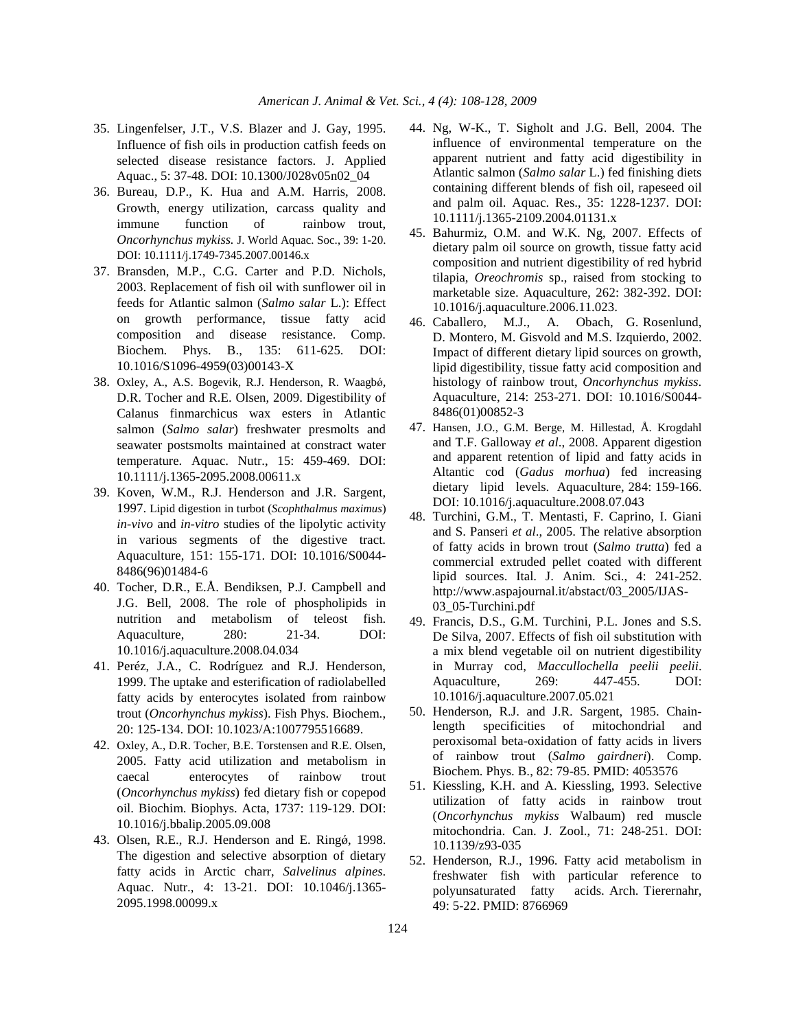35. Lingenfelser, J.T., V.S. Blazer and J. Gay, 1995. Influence of fish oils in production catfish feeds on selected disease resistance factors. J. Applied Aquac., 5: 37-48. DOI: 10.1300/J028v05n02_04

36. Bureau, D.P., K. Hua and A.M. Harris, 2008. Growth, energy utilization, carcass quality and immune function of rainbow trout, *Oncorhynchus mykiss.* J. World Aquac. Soc., 39: 1-20. DOI: 10.1111/j.1749-7345.2007.00146.x

37. Bransden, M.P., C.G. Carter and P.D. Nichols, 2003. Replacement of fish oil with sunflower oil in feeds for Atlantic salmon (*Salmo salar* L.): Effect on growth performance, tissue fatty acid composition and disease resistance. Comp. Biochem. Phys. B., 135: 611-625. DOI: 10.1016/S1096-4959(03)00143-X

38. Oxley, A., A.S. Bogevik, R.J. Henderson, R. Waagbǿ, D.R. Tocher and R.E. Olsen, 2009. Digestibility of Calanus finmarchicus wax esters in Atlantic salmon (*Salmo salar*) freshwater presmolts and seawater postsmolts maintained at constract water temperature. Aquac. Nutr., 15: 459-469. DOI: 10.1111/j.1365-2095.2008.00611.x

39. Koven, W.M., R.J. Henderson and J.R. Sargent, 1997. Lipid digestion in turbot (*Scophthalmus maximus*) *in-vivo* and *in-vitro* studies of the lipolytic activity in various segments of the digestive tract. Aquaculture, 151: 155-171. DOI: 10.1016/S0044-8486(96)01484-6

40. Tocher, D.R., E.Å. Bendiksen, P.J. Campbell and J.G. Bell, 2008. The role of phospholipids in nutrition and metabolism of teleost fish. Aquaculture, 280: 21-34. DOI: 10.1016/j.aquaculture.2008.04.034

41. Peréz, J.A., C. Rodríguez and R.J. Henderson, 1999. The uptake and esterification of radiolabelled fatty acids by enterocytes isolated from rainbow trout (*Oncorhynchus mykiss*). Fish Phys. Biochem., 20: 125-134. DOI: 10.1023/A:1007795516689.

42. Oxley, A., D.R. Tocher, B.E. Torstensen and R.E. Olsen, 2005. Fatty acid utilization and metabolism in caecal enterocytes of rainbow trout (*Oncorhynchus mykiss*) fed dietary fish or copepod oil. Biochim. Biophys. Acta, 1737: 119-129. DOI: 10.1016/j.bbalip.2005.09.008

43. Olsen, R.E., R.J. Henderson and E. Ringǿ, 1998. The digestion and selective absorption of dietary fatty acids in Arctic charr, *Salvelinus alpines*. Aquac. Nutr., 4: 13-21. DOI: 10.1046/j.1365-2095.1998.00099.x

44. Ng, W-K., T. Sigholt and J.G. Bell, 2004. The influence of environmental temperature on the apparent nutrient and fatty acid digestibility in Atlantic salmon (*Salmo salar* L.) fed finishing diets containing different blends of fish oil, rapeseed oil and palm oil. Aquac. Res., 35: 1228-1237. DOI: 10.1111/j.1365-2109.2004.01131.x

45. Bahurmiz, O.M. and W.K. Ng, 2007. Effects of dietary palm oil source on growth, tissue fatty acid composition and nutrient digestibility of red hybrid tilapia, *Oreochromis* sp., raised from stocking to marketable size. Aquaculture, 262: 382-392. DOI: 10.1016/j.aquaculture.2006.11.023.

46. Caballero, M.J., A. Obach, G. Rosenlund, D. Montero, M. Gisvold and M.S. Izquierdo, 2002. Impact of different dietary lipid sources on growth, lipid digestibility, tissue fatty acid composition and histology of rainbow trout, *Oncorhynchus mykiss*. Aquaculture, 214: 253-271. DOI: 10.1016/S0044-8486(01)00852-3

47. Hansen, J.O., G.M. Berge, M. Hillestad, Å. Krogdahl and T.F. Galloway *et al*., 2008. Apparent digestion and apparent retention of lipid and fatty acids in Altantic cod (*Gadus morhua*) fed increasing dietary lipid levels. Aquaculture, 284: 159-166. DOI: 10.1016/j.aquaculture.2008.07.043

48. Turchini, G.M., T. Mentasti, F. Caprino, I. Giani and S. Panseri *et al*., 2005. The relative absorption of fatty acids in brown trout (*Salmo trutta*) fed a commercial extruded pellet coated with different lipid sources. Ital. J. Anim. Sci., 4: 241-252. http://www.aspajournal.it/abstact/03_2005/IJAS-03_05-Turchini.pdf

49. Francis, D.S., G.M. Turchini, P.L. Jones and S.S. De Silva, 2007. Effects of fish oil substitution with a mix blend vegetable oil on nutrient digestibility in Murray cod, *Maccullochella peelii peelii*. Aquaculture, 269: 447-455. DOI: 10.1016/j.aquaculture.2007.05.021

50. Henderson, R.J. and J.R. Sargent, 1985. Chain-length specificities of mitochondrial and peroxisomal beta-oxidation of fatty acids in livers of rainbow trout (*Salmo gairdneri*). Comp. Biochem. Phys. B., 82: 79-85. PMID: 4053576

51. Kiessling, K.H. and A. Kiessling, 1993. Selective utilization of fatty acids in rainbow trout (*Oncorhynchus mykiss* Walbaum) red muscle mitochondria. Can. J. Zool., 71: 248-251. DOI: 10.1139/z93-035

52. Henderson, R.J., 1996. Fatty acid metabolism in freshwater fish with particular reference to polyunsaturated fatty acids. Arch. Tierernahr, 49: 5-22. PMID: 8766969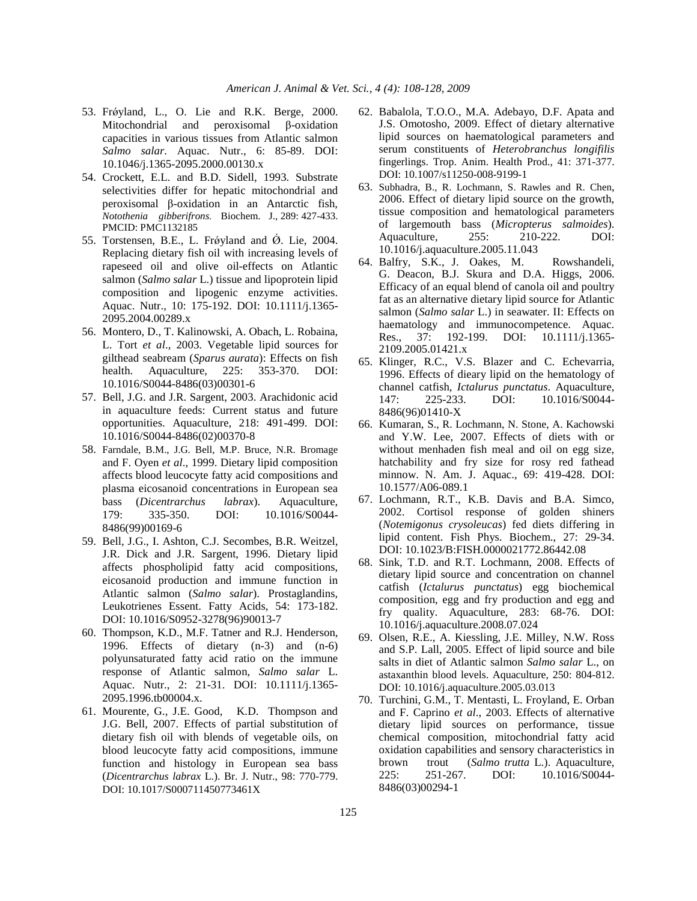53. Fróyland, L., O. Lie and R.K. Berge, 2000. Mitochondrial and peroxisomal β-oxidation capacities in various tissues from Atlantic salmon *Salmo salar*. Aquac. Nutr., 6: 85-89. DOI: 10.1046/j.1365-2095.2000.00130.x
54. Crockett, E.L. and B.D. Sidell, 1993. Substrate selectivities differ for hepatic mitochondrial and peroxisomal β-oxidation in an Antarctic fish, *Notothenia gibberifrons.* Biochem. J., 289: 427-433. PMCID: PMC1132185
55. Torstensen, B.E., L. Fróyland and Ó. Lie, 2004. Replacing dietary fish oil with increasing levels of rapeseed oil and olive oil-effects on Atlantic salmon (*Salmo salar* L.) tissue and lipoprotein lipid composition and lipogenic enzyme activities. Aquac. Nutr., 10: 175-192. DOI: 10.1111/j.1365-2095.2004.00289.x
56. Montero, D., T. Kalinowski, A. Obach, L. Robaina, L. Tort *et al*., 2003. Vegetable lipid sources for gilthead seabream (*Sparus aurata*): Effects on fish health. Aquaculture, 225: 353-370. DOI: 10.1016/S0044-8486(03)00301-6
57. Bell, J.G. and J.R. Sargent, 2003. Arachidonic acid in aquaculture feeds: Current status and future opportunities. Aquaculture, 218: 491-499. DOI: 10.1016/S0044-8486(02)00370-8
58. Farndale, B.M., J.G. Bell, M.P. Bruce, N.R. Bromage and F. Oyen *et al*., 1999. Dietary lipid composition affects blood leucocyte fatty acid compositions and plasma eicosanoid concentrations in European sea bass (*Dicentrarchus labrax*). Aquaculture, 179: 335-350. DOI: 10.1016/S0044-8486(99)00169-6
59. Bell, J.G., I. Ashton, C.J. Secombes, B.R. Weitzel, J.R. Dick and J.R. Sargent, 1996. Dietary lipid affects phospholipid fatty acid compositions, eicosanoid production and immune function in Atlantic salmon (*Salmo salar*). Prostaglandins, Leukotrienes Essent. Fatty Acids, 54: 173-182. DOI: 10.1016/S0952-3278(96)90013-7
60. Thompson, K.D., M.F. Tatner and R.J. Henderson, 1996. Effects of dietary (n-3) and (n-6) polyunsaturated fatty acid ratio on the immune response of Atlantic salmon, *Salmo salar* L. Aquac. Nutr., 2: 21-31. DOI: 10.1111/j.1365-2095.1996.tb00004.x.
61. Mourente, G., J.E. Good, K.D. Thompson and J.G. Bell, 2007. Effects of partial substitution of dietary fish oil with blends of vegetable oils, on blood leucocyte fatty acid compositions, immune function and histology in European sea bass (*Dicentrarchus labrax* L.). Br. J. Nutr., 98: 770-779. DOI: 10.1017/S000711450773461X
62. Babalola, T.O.O., M.A. Adebayo, D.F. Apata and J.S. Omotosho, 2009. Effect of dietary alternative lipid sources on haematological parameters and serum constituents of *Heterobranchus longifilis* fingerlings. Trop. Anim. Health Prod., 41: 371-377. DOI: 10.1007/s11250-008-9199-1
63. Subhadra, B., R. Lochmann, S. Rawles and R. Chen, 2006. Effect of dietary lipid source on the growth, tissue composition and hematological parameters of largemouth bass (*Micropterus salmoides*). Aquaculture, 255: 210-222. DOI: 10.1016/j.aquaculture.2005.11.043
64. Balfry, S.K., J. Oakes, M. Rowshandeli, G. Deacon, B.J. Skura and D.A. Higgs, 2006. Efficacy of an equal blend of canola oil and poultry fat as an alternative dietary lipid source for Atlantic salmon (*Salmo salar* L.) in seawater. II: Effects on haematology and immunocompetence. Aquac. Res., 37: 192-199. DOI: 10.1111/j.1365-2109.2005.01421.x
65. Klinger, R.C., V.S. Blazer and C. Echevarria, 1996. Effects of dieary lipid on the hematology of channel catfish, *Ictalurus punctatus*. Aquaculture, 147: 225-233. DOI: 10.1016/S0044-8486(96)01410-X
66. Kumaran, S., R. Lochmann, N. Stone, A. Kachowski and Y.W. Lee, 2007. Effects of diets with or without menhaden fish meal and oil on egg size, hatchability and fry size for rosy red fathead minnow. N. Am. J. Aquac., 69: 419-428. DOI: 10.1577/A06-089.1
67. Lochmann, R.T., K.B. Davis and B.A. Simco, 2002. Cortisol response of golden shiners (*Notemigonus crysoleucas*) fed diets differing in lipid content. Fish Phys. Biochem., 27: 29-34. DOI: 10.1023/B:FISH.0000021772.86442.08
68. Sink, T.D. and R.T. Lochmann, 2008. Effects of dietary lipid source and concentration on channel catfish (*Ictalurus punctatus*) egg biochemical composition, egg and fry production and egg and fry quality. Aquaculture, 283: 68-76. DOI: 10.1016/j.aquaculture.2008.07.024
69. Olsen, R.E., A. Kiessling, J.E. Milley, N.W. Ross and S.P. Lall, 2005. Effect of lipid source and bile salts in diet of Atlantic salmon *Salmo salar* L., on astaxanthin blood levels. Aquaculture, 250: 804-812. DOI: 10.1016/j.aquaculture.2005.03.013
70. Turchini, G.M., T. Mentasti, L. Froyland, E. Orban and F. Caprino *et al*., 2003. Effects of alternative dietary lipid sources on performance, tissue chemical composition, mitochondrial fatty acid oxidation capabilities and sensory characteristics in brown trout (*Salmo trutta* L.). Aquaculture, 225: 251-267. DOI: 10.1016/S0044-8486(03)00294-1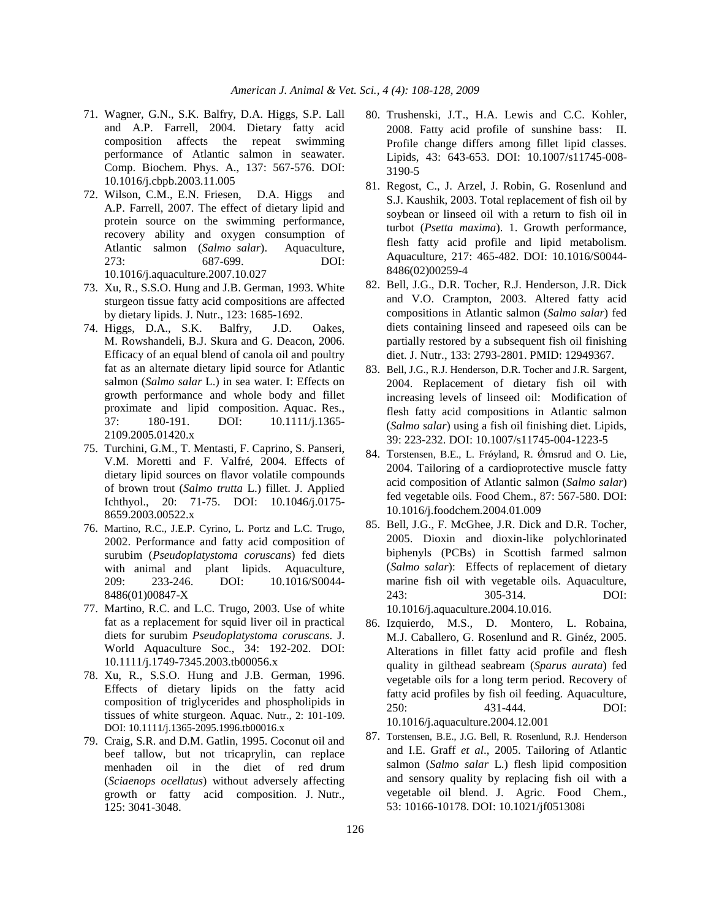71. Wagner, G.N., S.K. Balfry, D.A. Higgs, S.P. Lall and A.P. Farrell, 2004. Dietary fatty acid composition affects the repeat swimming performance of Atlantic salmon in seawater. Comp. Biochem. Phys. A., 137: 567-576. DOI: 10.1016/j.cbpb.2003.11.005
72. Wilson, C.M., E.N. Friesen, D.A. Higgs and A.P. Farrell, 2007. The effect of dietary lipid and protein source on the swimming performance, recovery ability and oxygen consumption of Atlantic salmon (*Salmo salar*). Aquaculture, 273: 687-699. DOI: 10.1016/j.aquaculture.2007.10.027
73. Xu, R., S.S.O. Hung and J.B. German, 1993. White sturgeon tissue fatty acid compositions are affected by dietary lipids. J. Nutr., 123: 1685-1692.
74. Higgs, D.A., S.K. Balfry, J.D. Oakes, M. Rowshandeli, B.J. Skura and G. Deacon, 2006. Efficacy of an equal blend of canola oil and poultry fat as an alternate dietary lipid source for Atlantic salmon (*Salmo salar* L.) in sea water. I: Effects on growth performance and whole body and fillet proximate and lipid composition. Aquac. Res., 37: 180-191. DOI: 10.1111/j.1365-2109.2005.01420.x
75. Turchini, G.M., T. Mentasti, F. Caprino, S. Panseri, V.M. Moretti and F. Valfré, 2004. Effects of dietary lipid sources on flavor volatile compounds of brown trout (*Salmo trutta* L.) fillet. J. Applied Ichthyol., 20: 71-75. DOI: 10.1046/j.0175-8659.2003.00522.x
76. Martino, R.C., J.E.P. Cyrino, L. Portz and L.C. Trugo, 2002. Performance and fatty acid composition of surubim (*Pseudoplatystoma coruscans*) fed diets with animal and plant lipids. Aquaculture, 209: 233-246. DOI: 10.1016/S0044-8486(01)00847-X
77. Martino, R.C. and L.C. Trugo, 2003. Use of white fat as a replacement for squid liver oil in practical diets for surubim *Pseudoplatystoma coruscans*. J. World Aquaculture Soc., 34: 192-202. DOI: 10.1111/j.1749-7345.2003.tb00056.x
78. Xu, R., S.S.O. Hung and J.B. German, 1996. Effects of dietary lipids on the fatty acid composition of triglycerides and phospholipids in tissues of white sturgeon. Aquac. Nutr., 2: 101-109. DOI: 10.1111/j.1365-2095.1996.tb00016.x
79. Craig, S.R. and D.M. Gatlin, 1995. Coconut oil and beef tallow, but not tricaprylin, can replace menhaden oil in the diet of red drum (*Sciaenops ocellatus*) without adversely affecting growth or fatty acid composition. J. Nutr., 125: 3041-3048.
80. Trushenski, J.T., H.A. Lewis and C.C. Kohler, 2008. Fatty acid profile of sunshine bass: II. Profile change differs among fillet lipid classes. Lipids, 43: 643-653. DOI: 10.1007/s11745-008-3190-5
81. Regost, C., J. Arzel, J. Robin, G. Rosenlund and S.J. Kaushik, 2003. Total replacement of fish oil by soybean or linseed oil with a return to fish oil in turbot (*Psetta maxima*). 1. Growth performance, flesh fatty acid profile and lipid metabolism. Aquaculture, 217: 465-482. DOI: 10.1016/S0044-8486(02)00259-4
82. Bell, J.G., D.R. Tocher, R.J. Henderson, J.R. Dick and V.O. Crampton, 2003. Altered fatty acid compositions in Atlantic salmon (*Salmo salar*) fed diets containing linseed and rapeseed oils can be partially restored by a subsequent fish oil finishing diet. J. Nutr., 133: 2793-2801. PMID: 12949367.
83. Bell, J.G., R.J. Henderson, D.R. Tocher and J.R. Sargent, 2004. Replacement of dietary fish oil with increasing levels of linseed oil: Modification of flesh fatty acid compositions in Atlantic salmon (*Salmo salar*) using a fish oil finishing diet. Lipids, 39: 223-232. DOI: 10.1007/s11745-004-1223-5
84. Torstensen, B.E., L. Frǿyland, R. Ǿrnsrud and O. Lie, 2004. Tailoring of a cardioprotective muscle fatty acid composition of Atlantic salmon (*Salmo salar*) fed vegetable oils. Food Chem., 87: 567-580. DOI: 10.1016/j.foodchem.2004.01.009
85. Bell, J.G., F. McGhee, J.R. Dick and D.R. Tocher, 2005. Dioxin and dioxin-like polychlorinated biphenyls (PCBs) in Scottish farmed salmon (*Salmo salar*): Effects of replacement of dietary marine fish oil with vegetable oils. Aquaculture, 243: 305-314. DOI: 10.1016/j.aquaculture.2004.10.016.
86. Izquierdo, M.S., D. Montero, L. Robaina, M.J. Caballero, G. Rosenlund and R. Ginéz, 2005. Alterations in fillet fatty acid profile and flesh quality in gilthead seabream (*Sparus aurata*) fed vegetable oils for a long term period. Recovery of fatty acid profiles by fish oil feeding. Aquaculture, 250: 431-444. DOI: 10.1016/j.aquaculture.2004.12.001
87. Torstensen, B.E., J.G. Bell, R. Rosenlund, R.J. Henderson and I.E. Graff *et al*., 2005. Tailoring of Atlantic salmon (*Salmo salar* L.) flesh lipid composition and sensory quality by replacing fish oil with a vegetable oil blend. J. Agric. Food Chem., 53: 10166-10178. DOI: 10.1021/jf051308i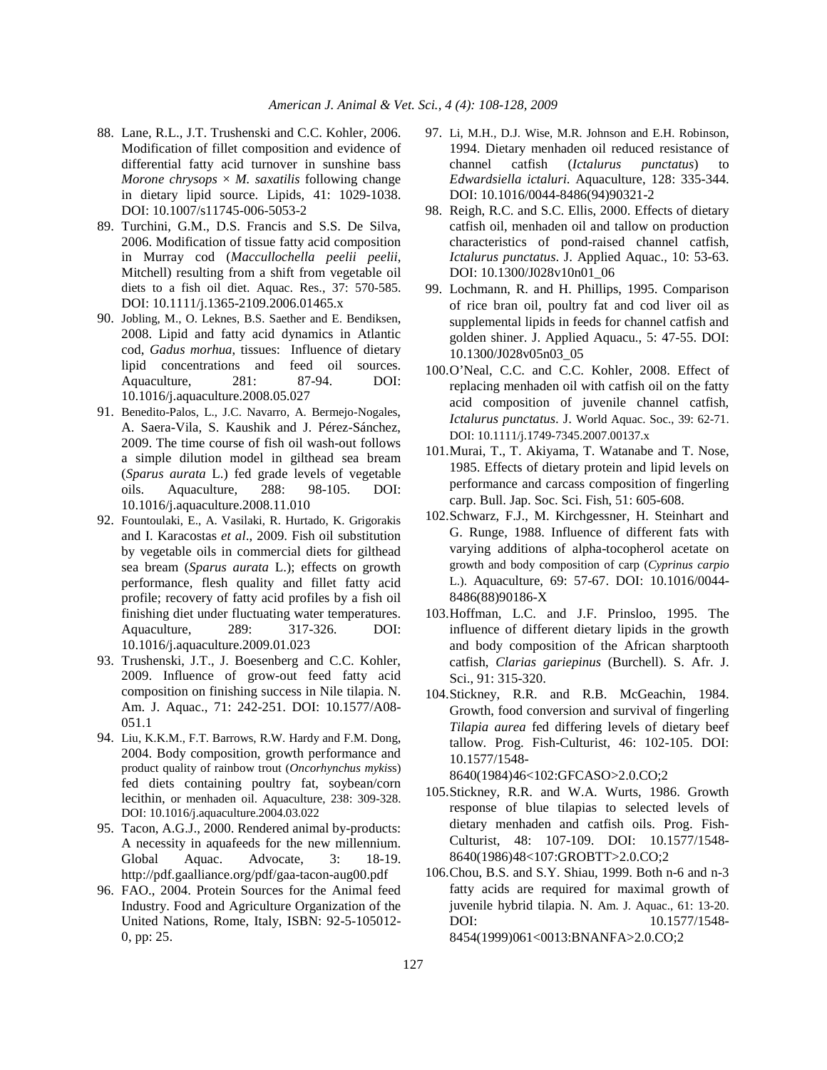88. Lane, R.L., J.T. Trushenski and C.C. Kohler, 2006. Modification of fillet composition and evidence of differential fatty acid turnover in sunshine bass *Morone chrysops* × *M. saxatilis* following change in dietary lipid source. Lipids, 41: 1029-1038. DOI: 10.1007/s11745-006-5053-2
89. Turchini, G.M., D.S. Francis and S.S. De Silva, 2006. Modification of tissue fatty acid composition in Murray cod (*Maccullochella peelii peelii*, Mitchell) resulting from a shift from vegetable oil diets to a fish oil diet. Aquac. Res., 37: 570-585. DOI: 10.1111/j.1365-2109.2006.01465.x
90. Jobling, M., O. Leknes, B.S. Saether and E. Bendiksen, 2008. Lipid and fatty acid dynamics in Atlantic cod, *Gadus morhua*, tissues: Influence of dietary lipid concentrations and feed oil sources. Aquaculture, 281: 87-94. DOI: 10.1016/j.aquaculture.2008.05.027
91. Benedito-Palos, L., J.C. Navarro, A. Bermejo-Nogales, A. Saera-Vila, S. Kaushik and J. Pérez-Sánchez, 2009. The time course of fish oil wash-out follows a simple dilution model in gilthead sea bream (*Sparus aurata* L.) fed grade levels of vegetable oils. Aquaculture, 288: 98-105. DOI: 10.1016/j.aquaculture.2008.11.010
92. Fountoulaki, E., A. Vasilaki, R. Hurtado, K. Grigorakis and I. Karacostas *et al*., 2009. Fish oil substitution by vegetable oils in commercial diets for gilthead sea bream (*Sparus aurata* L.); effects on growth performance, flesh quality and fillet fatty acid profile; recovery of fatty acid profiles by a fish oil finishing diet under fluctuating water temperatures. Aquaculture, 289: 317-326. DOI: 10.1016/j.aquaculture.2009.01.023
93. Trushenski, J.T., J. Boesenberg and C.C. Kohler, 2009. Influence of grow-out feed fatty acid composition on finishing success in Nile tilapia. N. Am. J. Aquac., 71: 242-251. DOI: 10.1577/A08-051.1
94. Liu, K.K.M., F.T. Barrows, R.W. Hardy and F.M. Dong, 2004. Body composition, growth performance and product quality of rainbow trout (*Oncorhynchus mykiss*) fed diets containing poultry fat, soybean/corn lecithin, or menhaden oil. Aquaculture, 238: 309-328. DOI: 10.1016/j.aquaculture.2004.03.022
95. Tacon, A.G.J., 2000. Rendered animal by-products: A necessity in aquafeeds for the new millennium. Global Aquac. Advocate, 3: 18-19. http://pdf.gaalliance.org/pdf/gaa-tacon-aug00.pdf
96. FAO., 2004. Protein Sources for the Animal feed Industry. Food and Agriculture Organization of the United Nations, Rome, Italy, ISBN: 92-5-105012-0, pp: 25.
97. Li, M.H., D.J. Wise, M.R. Johnson and E.H. Robinson, 1994. Dietary menhaden oil reduced resistance of channel catfish (*Ictalurus punctatus*) to *Edwardsiella ictaluri*. Aquaculture, 128: 335-344. DOI: 10.1016/0044-8486(94)90321-2
98. Reigh, R.C. and S.C. Ellis, 2000. Effects of dietary catfish oil, menhaden oil and tallow on production characteristics of pond-raised channel catfish, *Ictalurus punctatus*. J. Applied Aquac., 10: 53-63. DOI: 10.1300/J028v10n01_06
99. Lochmann, R. and H. Phillips, 1995. Comparison of rice bran oil, poultry fat and cod liver oil as supplemental lipids in feeds for channel catfish and golden shiner. J. Applied Aquacu., 5: 47-55. DOI: 10.1300/J028v05n03_05
100. O'Neal, C.C. and C.C. Kohler, 2008. Effect of replacing menhaden oil with catfish oil on the fatty acid composition of juvenile channel catfish, *Ictalurus punctatus*. J. World Aquac. Soc., 39: 62-71. DOI: 10.1111/j.1749-7345.2007.00137.x
101. Murai, T., T. Akiyama, T. Watanabe and T. Nose, 1985. Effects of dietary protein and lipid levels on performance and carcass composition of fingerling carp. Bull. Jap. Soc. Sci. Fish, 51: 605-608.
102. Schwarz, F.J., M. Kirchgessner, H. Steinhart and G. Runge, 1988. Influence of different fats with varying additions of alpha-tocopherol acetate on growth and body composition of carp (*Cyprinus carpio* L.). Aquaculture, 69: 57-67. DOI: 10.1016/0044-8486(88)90186-X
103. Hoffman, L.C. and J.F. Prinsloo, 1995. The influence of different dietary lipids in the growth and body composition of the African sharptooth catfish, *Clarias gariepinus* (Burchell). S. Afr. J. Sci., 91: 315-320.
104. Stickney, R.R. and R.B. McGeachin, 1984. Growth, food conversion and survival of fingerling *Tilapia aurea* fed differing levels of dietary beef tallow. Prog. Fish-Culturist, 46: 102-105. DOI: 10.1577/1548-8640(1984)46<102:GFCASO>2.0.CO;2
105. Stickney, R.R. and W.A. Wurts, 1986. Growth response of blue tilapias to selected levels of dietary menhaden and catfish oils. Prog. Fish-Culturist, 48: 107-109. DOI: 10.1577/1548-8640(1986)48<107:GROBTT>2.0.CO;2
106. Chou, B.S. and S.Y. Shiau, 1999. Both n-6 and n-3 fatty acids are required for maximal growth of juvenile hybrid tilapia. N. Am. J. Aquac., 61: 13-20. DOI: 10.1577/1548-8454(1999)061<0013:BNANFA>2.0.CO;2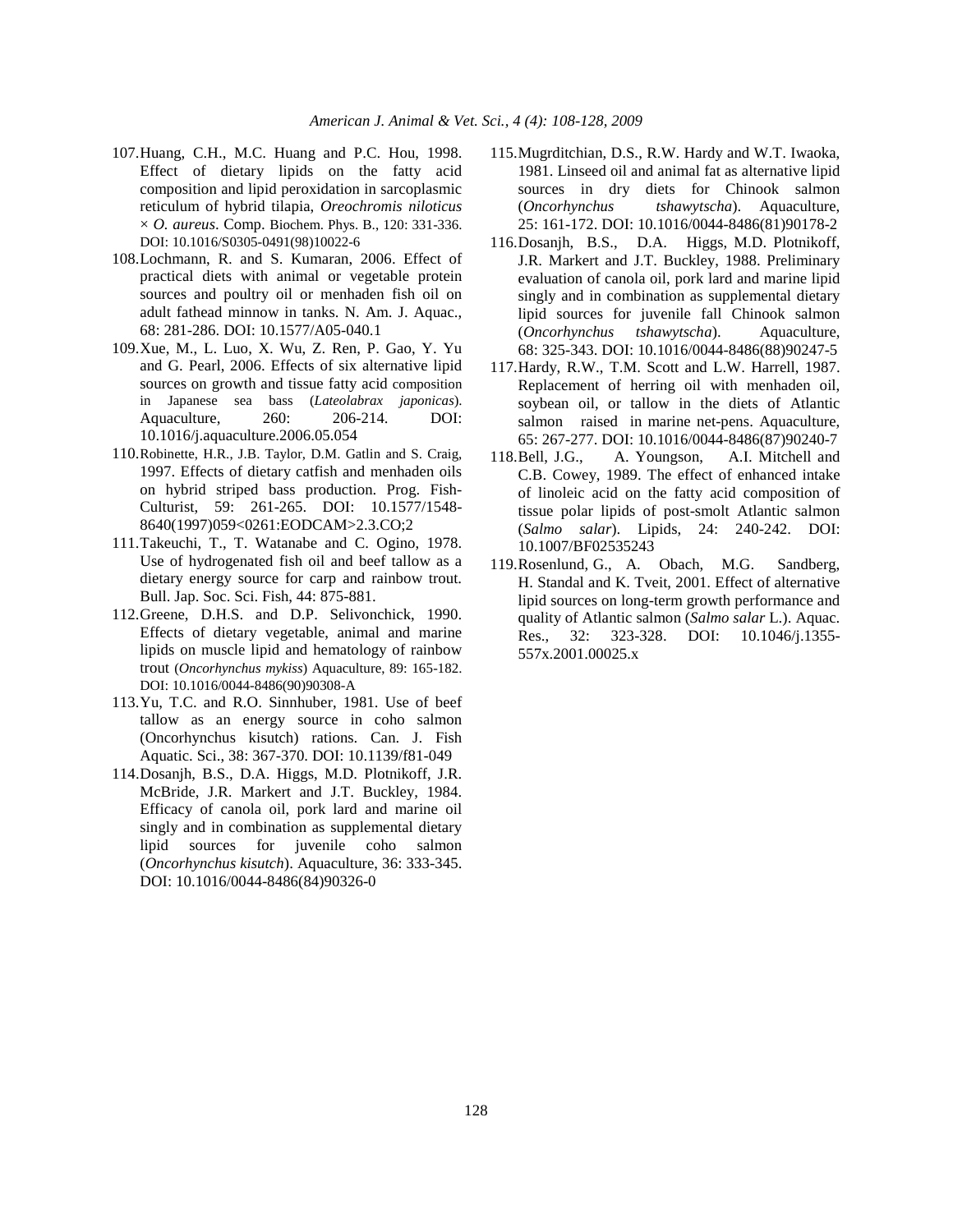107. Huang, C.H., M.C. Huang and P.C. Hou, 1998. Effect of dietary lipids on the fatty acid composition and lipid peroxidation in sarcoplasmic reticulum of hybrid tilapia, *Oreochromis niloticus* × *O. aureus*. Comp. Biochem. Phys. B., 120: 331-336. DOI: 10.1016/S0305-0491(98)10022-6
108. Lochmann, R. and S. Kumaran, 2006. Effect of practical diets with animal or vegetable protein sources and poultry oil or menhaden fish oil on adult fathead minnow in tanks. N. Am. J. Aquac., 68: 281-286. DOI: 10.1577/A05-040.1
109. Xue, M., L. Luo, X. Wu, Z. Ren, P. Gao, Y. Yu and G. Pearl, 2006. Effects of six alternative lipid sources on growth and tissue fatty acid composition in Japanese sea bass (*Lateolabrax japonicas*). Aquaculture, 260: 206-214. DOI: 10.1016/j.aquaculture.2006.05.054
110. Robinette, H.R., J.B. Taylor, D.M. Gatlin and S. Craig, 1997. Effects of dietary catfish and menhaden oils on hybrid striped bass production. Prog. Fish-Culturist, 59: 261-265. DOI: 10.1577/1548-8640(1997)059<0261:EODCAM>2.3.CO;2
111. Takeuchi, T., T. Watanabe and C. Ogino, 1978. Use of hydrogenated fish oil and beef tallow as a dietary energy source for carp and rainbow trout. Bull. Jap. Soc. Sci. Fish, 44: 875-881.
112. Greene, D.H.S. and D.P. Selivonchick, 1990. Effects of dietary vegetable, animal and marine lipids on muscle lipid and hematology of rainbow trout (*Oncorhynchus mykiss*) Aquaculture, 89: 165-182. DOI: 10.1016/0044-8486(90)90308-A
113. Yu, T.C. and R.O. Sinnhuber, 1981. Use of beef tallow as an energy source in coho salmon (Oncorhynchus kisutch) rations. Can. J. Fish Aquatic. Sci., 38: 367-370. DOI: 10.1139/f81-049
114. Dosanjh, B.S., D.A. Higgs, M.D. Plotnikoff, J.R. McBride, J.R. Markert and J.T. Buckley, 1984. Efficacy of canola oil, pork lard and marine oil singly and in combination as supplemental dietary lipid sources for juvenile coho salmon (*Oncorhynchus kisutch*). Aquaculture, 36: 333-345. DOI: 10.1016/0044-8486(84)90326-0
115. Mugrditchian, D.S., R.W. Hardy and W.T. Iwaoka, 1981. Linseed oil and animal fat as alternative lipid sources in dry diets for Chinook salmon (*Oncorhynchus tshawytscha*). Aquaculture, 25: 161-172. DOI: 10.1016/0044-8486(81)90178-2
116. Dosanjh, B.S., D.A. Higgs, M.D. Plotnikoff, J.R. Markert and J.T. Buckley, 1988. Preliminary evaluation of canola oil, pork lard and marine lipid singly and in combination as supplemental dietary lipid sources for juvenile fall Chinook salmon (*Oncorhynchus tshawytscha*). Aquaculture, 68: 325-343. DOI: 10.1016/0044-8486(88)90247-5
117. Hardy, R.W., T.M. Scott and L.W. Harrell, 1987. Replacement of herring oil with menhaden oil, soybean oil, or tallow in the diets of Atlantic salmon raised in marine net-pens. Aquaculture, 65: 267-277. DOI: 10.1016/0044-8486(87)90240-7
118. Bell, J.G., A. Youngson, A.I. Mitchell and C.B. Cowey, 1989. The effect of enhanced intake of linoleic acid on the fatty acid composition of tissue polar lipids of post-smolt Atlantic salmon (*Salmo salar*). Lipids, 24: 240-242. DOI: 10.1007/BF02535243
119. Rosenlund, G., A. Obach, M.G. Sandberg, H. Standal and K. Tveit, 2001. Effect of alternative lipid sources on long-term growth performance and quality of Atlantic salmon (*Salmo salar* L.). Aquac. Res., 32: 323-328. DOI: 10.1046/j.1355-557x.2001.00025.x